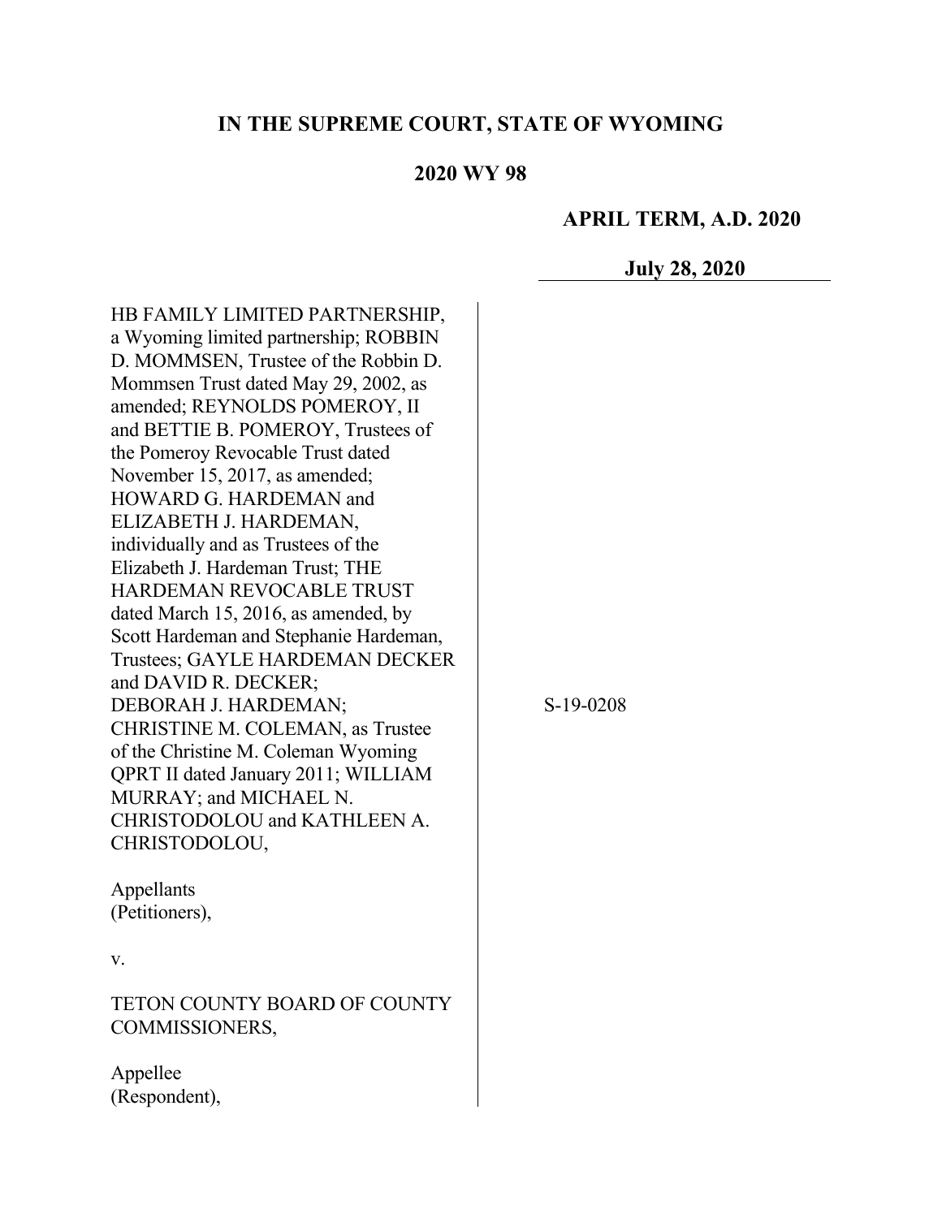**IN THE SUPREME COURT, STATE OF WYOMING**

**2020 WY 98**

**APRIL TERM, A.D. 2020**

**July 28, 2020**

HB FAMILY LIMITED PARTNERSHIP, a Wyoming limited partnership; ROBBIN D. MOMMSEN, Trustee of the Robbin D. Mommsen Trust dated May 29, 2002, as amended; REYNOLDS POMEROY, II and BETTIE B. POMEROY, Trustees of the Pomeroy Revocable Trust dated November 15, 2017, as amended; HOWARD G. HARDEMAN and ELIZABETH J. HARDEMAN, individually and as Trustees of the Elizabeth J. Hardeman Trust; THE HARDEMAN REVOCABLE TRUST dated March 15, 2016, as amended, by Scott Hardeman and Stephanie Hardeman, Trustees; GAYLE HARDEMAN DECKER and DAVID R. DECKER; DEBORAH J. HARDEMAN; CHRISTINE M. COLEMAN, as Trustee of the Christine M. Coleman Wyoming QPRT II dated January 2011; WILLIAM MURRAY; and MICHAEL N. CHRISTODOLOU and KATHLEEN A. CHRISTODOLOU,

Appellants
(Petitioners),

v.

TETON COUNTY BOARD OF COUNTY COMMISSIONERS,

Appellee
(Respondent),

S-19-0208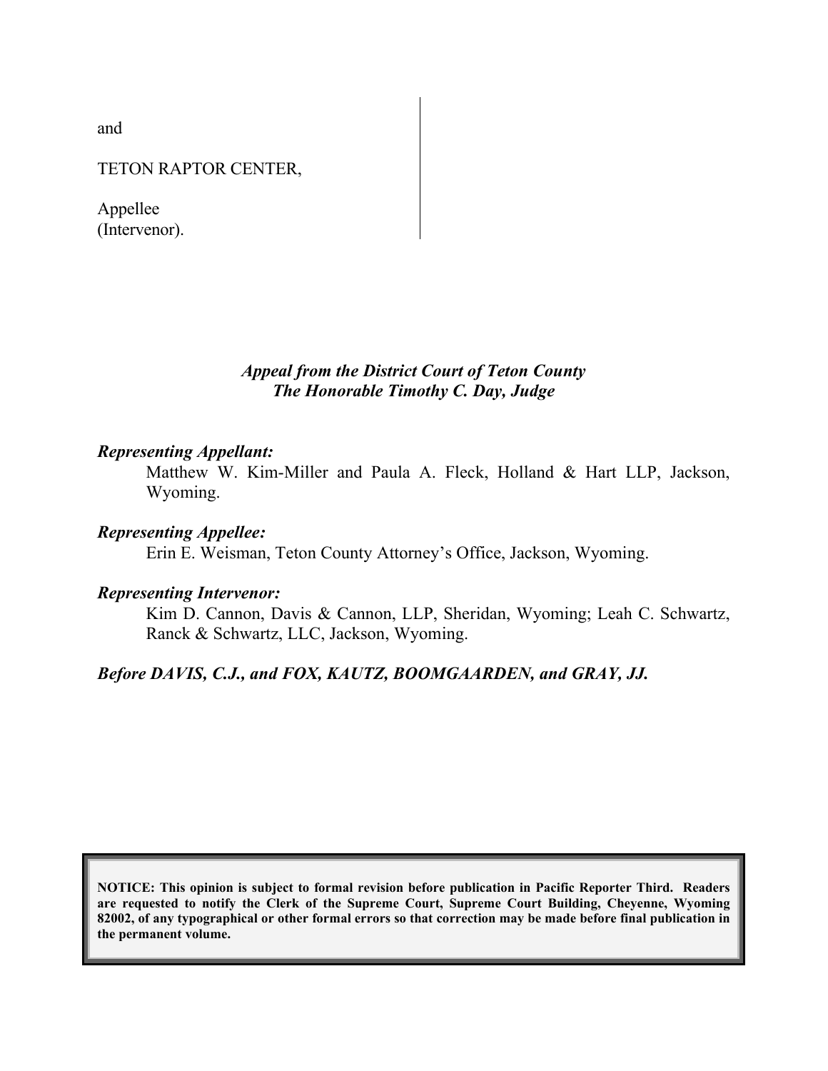and

TETON RAPTOR CENTER,

Appellee
(Intervenor).

*Appeal from the District Court of Teton County*
*The Honorable Timothy C. Day, Judge*

***Representing Appellant:***
Matthew W. Kim-Miller and Paula A. Fleck, Holland & Hart LLP, Jackson, Wyoming.

***Representing Appellee:***
Erin E. Weisman, Teton County Attorney's Office, Jackson, Wyoming.

***Representing Intervenor:***
Kim D. Cannon, Davis & Cannon, LLP, Sheridan, Wyoming; Leah C. Schwartz, Ranck & Schwartz, LLC, Jackson, Wyoming.

***Before DAVIS, C.J., and FOX, KAUTZ, BOOMGAARDEN, and GRAY, JJ.***

**NOTICE: This opinion is subject to formal revision before publication in Pacific Reporter Third. Readers are requested to notify the Clerk of the Supreme Court, Supreme Court Building, Cheyenne, Wyoming 82002, of any typographical or other formal errors so that correction may be made before final publication in the permanent volume.**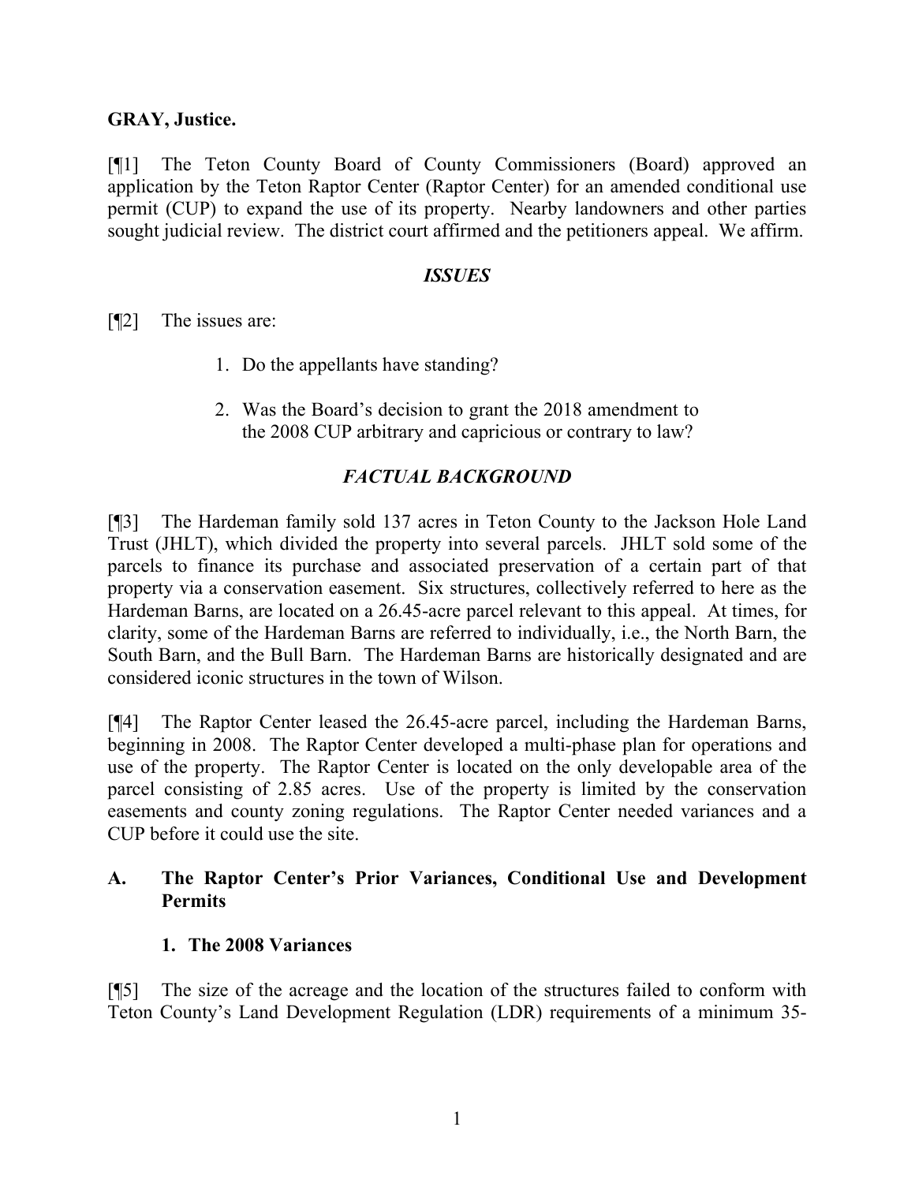**GRAY, Justice.**

[¶1] The Teton County Board of County Commissioners (Board) approved an application by the Teton Raptor Center (Raptor Center) for an amended conditional use permit (CUP) to expand the use of its property. Nearby landowners and other parties sought judicial review. The district court affirmed and the petitioners appeal. We affirm.

## *ISSUES*

[¶2] The issues are:

1. Do the appellants have standing?

2. Was the Board's decision to grant the 2018 amendment to the 2008 CUP arbitrary and capricious or contrary to law?

## *FACTUAL BACKGROUND*

[¶3] The Hardeman family sold 137 acres in Teton County to the Jackson Hole Land Trust (JHLT), which divided the property into several parcels. JHLT sold some of the parcels to finance its purchase and associated preservation of a certain part of that property via a conservation easement. Six structures, collectively referred to here as the Hardeman Barns, are located on a 26.45-acre parcel relevant to this appeal. At times, for clarity, some of the Hardeman Barns are referred to individually, i.e., the North Barn, the South Barn, and the Bull Barn. The Hardeman Barns are historically designated and are considered iconic structures in the town of Wilson.

[¶4] The Raptor Center leased the 26.45-acre parcel, including the Hardeman Barns, beginning in 2008. The Raptor Center developed a multi-phase plan for operations and use of the property. The Raptor Center is located on the only developable area of the parcel consisting of 2.85 acres. Use of the property is limited by the conservation easements and county zoning regulations. The Raptor Center needed variances and a CUP before it could use the site.

### A. The Raptor Center's Prior Variances, Conditional Use and Development Permits

#### 1. The 2008 Variances

[¶5] The size of the acreage and the location of the structures failed to conform with Teton County's Land Development Regulation (LDR) requirements of a minimum 35-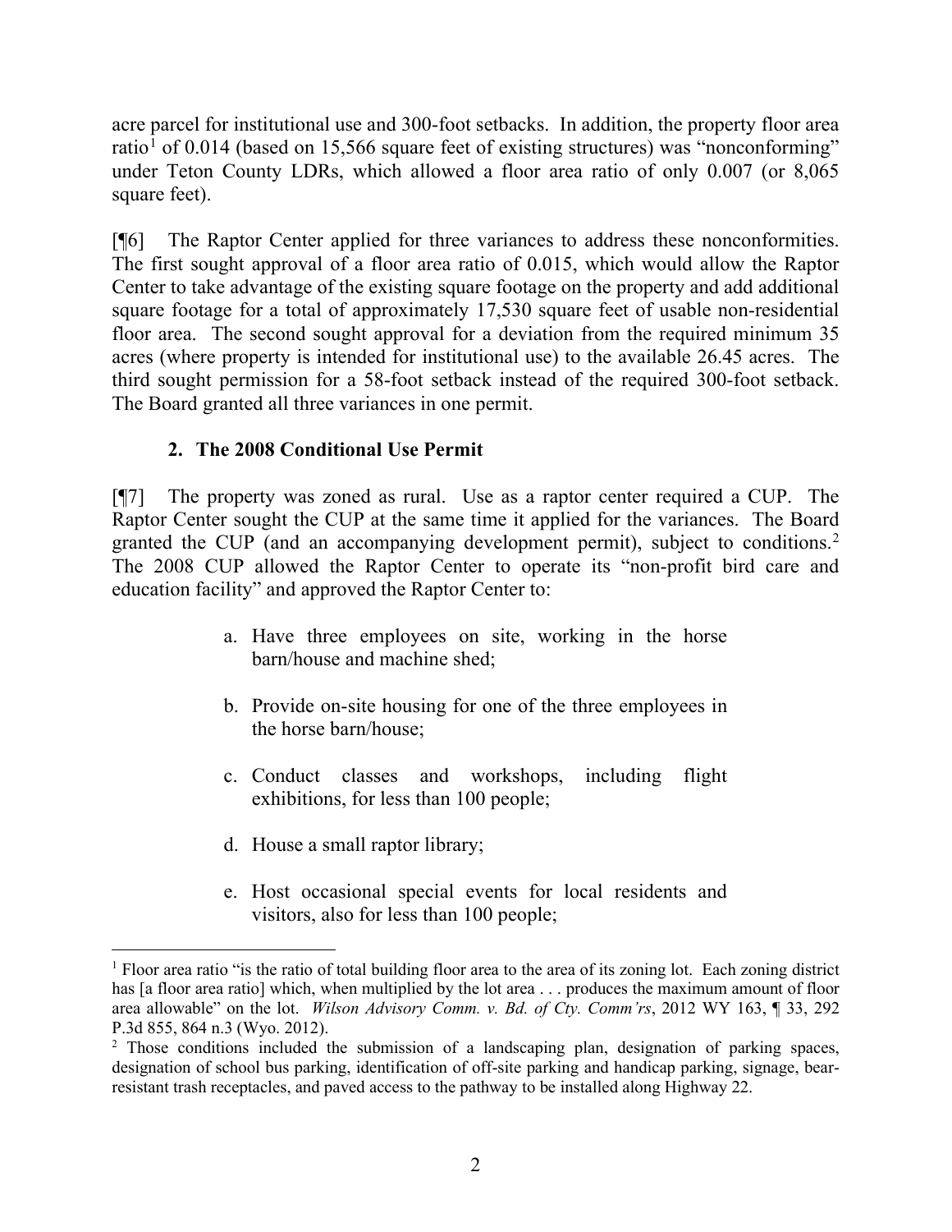acre parcel for institutional use and 300-foot setbacks. In addition, the property floor area ratio[1] of 0.014 (based on 15,566 square feet of existing structures) was "nonconforming" under Teton County LDRs, which allowed a floor area ratio of only 0.007 (or 8,065 square feet).

[¶6] The Raptor Center applied for three variances to address these nonconformities. The first sought approval of a floor area ratio of 0.015, which would allow the Raptor Center to take advantage of the existing square footage on the property and add additional square footage for a total of approximately 17,530 square feet of usable non-residential floor area. The second sought approval for a deviation from the required minimum 35 acres (where property is intended for institutional use) to the available 26.45 acres. The third sought permission for a 58-foot setback instead of the required 300-foot setback. The Board granted all three variances in one permit.

### 2. The 2008 Conditional Use Permit

[¶7] The property was zoned as rural. Use as a raptor center required a CUP. The Raptor Center sought the CUP at the same time it applied for the variances. The Board granted the CUP (and an accompanying development permit), subject to conditions.[2] The 2008 CUP allowed the Raptor Center to operate its "non-profit bird care and education facility" and approved the Raptor Center to:

> a. Have three employees on site, working in the horse barn/house and machine shed;
>
> b. Provide on-site housing for one of the three employees in the horse barn/house;
>
> c. Conduct classes and workshops, including flight exhibitions, for less than 100 people;
>
> d. House a small raptor library;
>
> e. Host occasional special events for local residents and visitors, also for less than 100 people;

---

[1] Floor area ratio "is the ratio of total building floor area to the area of its zoning lot. Each zoning district has [a floor area ratio] which, when multiplied by the lot area . . . produces the maximum amount of floor area allowable" on the lot. *Wilson Advisory Comm. v. Bd. of Cty. Comm'rs*, 2012 WY 163, ¶ 33, 292 P.3d 855, 864 n.3 (Wyo. 2012).

[2] Those conditions included the submission of a landscaping plan, designation of parking spaces, designation of school bus parking, identification of off-site parking and handicap parking, signage, bear-resistant trash receptacles, and paved access to the pathway to be installed along Highway 22.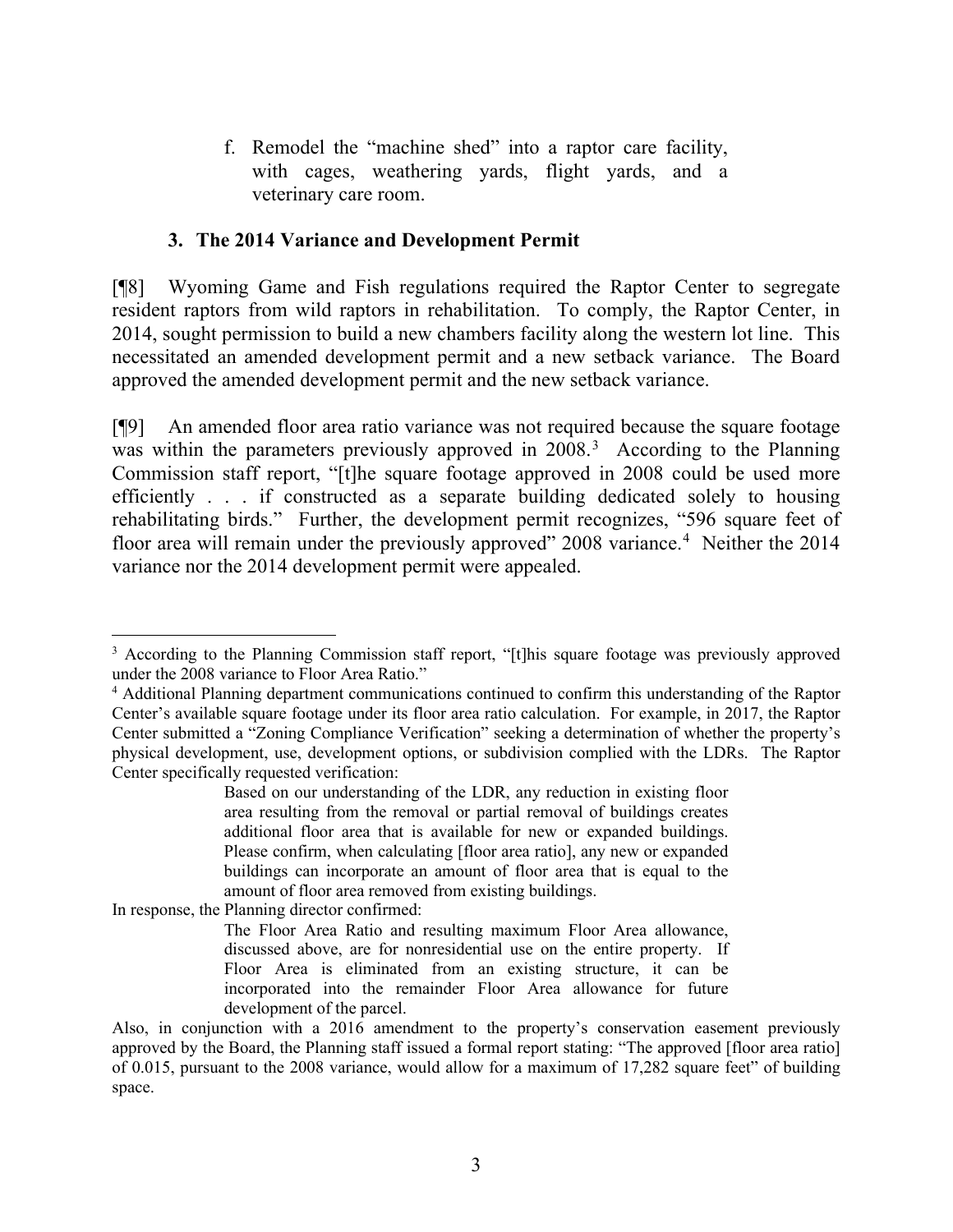f. Remodel the "machine shed" into a raptor care facility, with cages, weathering yards, flight yards, and a veterinary care room.

### 3. The 2014 Variance and Development Permit

[¶8] Wyoming Game and Fish regulations required the Raptor Center to segregate resident raptors from wild raptors in rehabilitation. To comply, the Raptor Center, in 2014, sought permission to build a new chambers facility along the western lot line. This necessitated an amended development permit and a new setback variance. The Board approved the amended development permit and the new setback variance.

[¶9] An amended floor area ratio variance was not required because the square footage was within the parameters previously approved in 2008.[3] According to the Planning Commission staff report, "[t]he square footage approved in 2008 could be used more efficiently . . . if constructed as a separate building dedicated solely to housing rehabilitating birds." Further, the development permit recognizes, "596 square feet of floor area will remain under the previously approved" 2008 variance.[4] Neither the 2014 variance nor the 2014 development permit were appealed.

---

[3] According to the Planning Commission staff report, "[t]his square footage was previously approved under the 2008 variance to Floor Area Ratio."

[4] Additional Planning department communications continued to confirm this understanding of the Raptor Center's available square footage under its floor area ratio calculation. For example, in 2017, the Raptor Center submitted a "Zoning Compliance Verification" seeking a determination of whether the property's physical development, use, development options, or subdivision complied with the LDRs. The Raptor Center specifically requested verification:

> Based on our understanding of the LDR, any reduction in existing floor area resulting from the removal or partial removal of buildings creates additional floor area that is available for new or expanded buildings. Please confirm, when calculating [floor area ratio], any new or expanded buildings can incorporate an amount of floor area that is equal to the amount of floor area removed from existing buildings.

In response, the Planning director confirmed:

> The Floor Area Ratio and resulting maximum Floor Area allowance, discussed above, are for nonresidential use on the entire property. If Floor Area is eliminated from an existing structure, it can be incorporated into the remainder Floor Area allowance for future development of the parcel.

Also, in conjunction with a 2016 amendment to the property's conservation easement previously approved by the Board, the Planning staff issued a formal report stating: "The approved [floor area ratio] of 0.015, pursuant to the 2008 variance, would allow for a maximum of 17,282 square feet" of building space.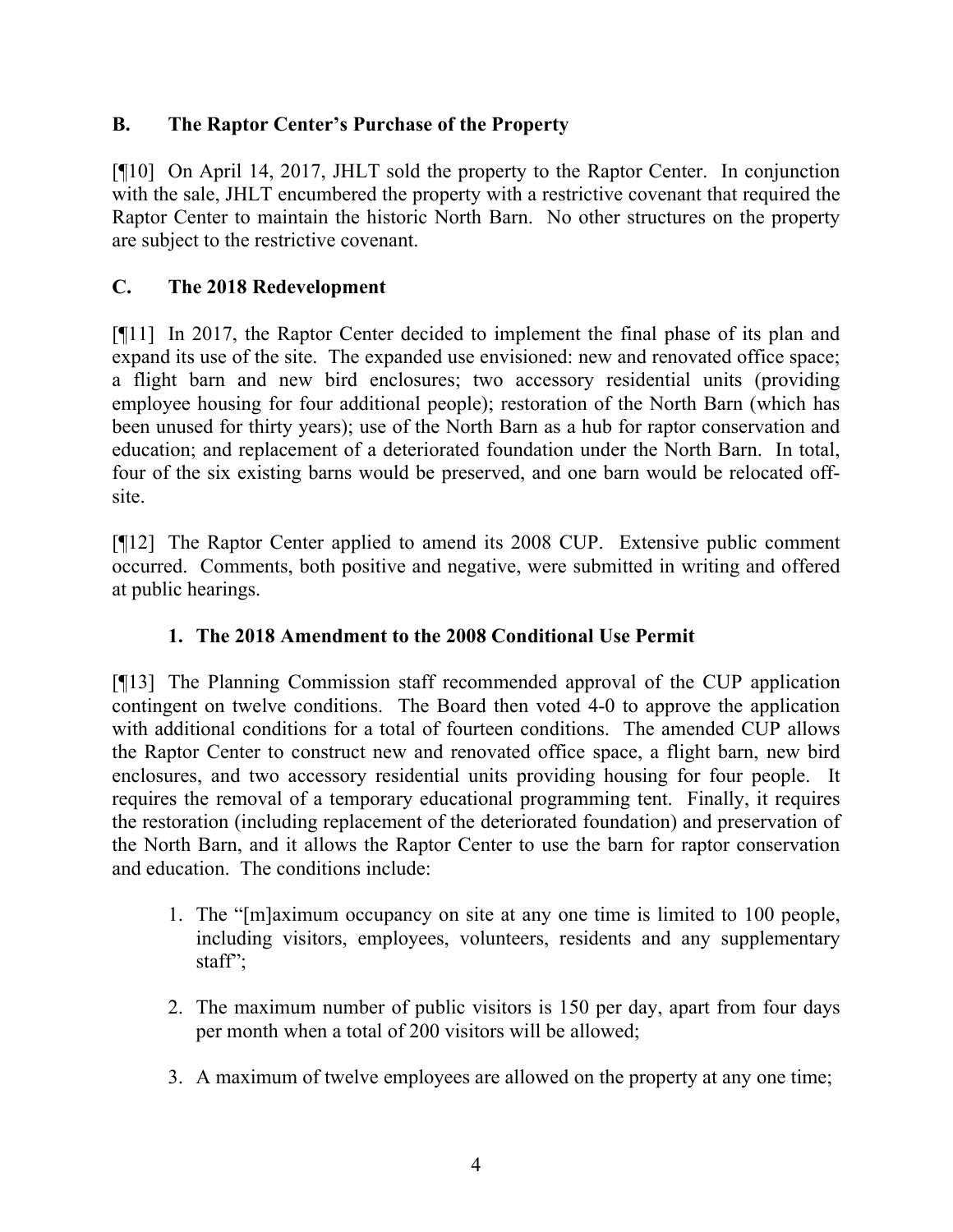## B. The Raptor Center's Purchase of the Property

[¶10] On April 14, 2017, JHLT sold the property to the Raptor Center. In conjunction with the sale, JHLT encumbered the property with a restrictive covenant that required the Raptor Center to maintain the historic North Barn. No other structures on the property are subject to the restrictive covenant.

## C. The 2018 Redevelopment

[¶11] In 2017, the Raptor Center decided to implement the final phase of its plan and expand its use of the site. The expanded use envisioned: new and renovated office space; a flight barn and new bird enclosures; two accessory residential units (providing employee housing for four additional people); restoration of the North Barn (which has been unused for thirty years); use of the North Barn as a hub for raptor conservation and education; and replacement of a deteriorated foundation under the North Barn. In total, four of the six existing barns would be preserved, and one barn would be relocated off-site.

[¶12] The Raptor Center applied to amend its 2008 CUP. Extensive public comment occurred. Comments, both positive and negative, were submitted in writing and offered at public hearings.

### 1. The 2018 Amendment to the 2008 Conditional Use Permit

[¶13] The Planning Commission staff recommended approval of the CUP application contingent on twelve conditions. The Board then voted 4-0 to approve the application with additional conditions for a total of fourteen conditions. The amended CUP allows the Raptor Center to construct new and renovated office space, a flight barn, new bird enclosures, and two accessory residential units providing housing for four people. It requires the removal of a temporary educational programming tent. Finally, it requires the restoration (including replacement of the deteriorated foundation) and preservation of the North Barn, and it allows the Raptor Center to use the barn for raptor conservation and education. The conditions include:

1. The "[m]aximum occupancy on site at any one time is limited to 100 people, including visitors, employees, volunteers, residents and any supplementary staff";

2. The maximum number of public visitors is 150 per day, apart from four days per month when a total of 200 visitors will be allowed;

3. A maximum of twelve employees are allowed on the property at any one time;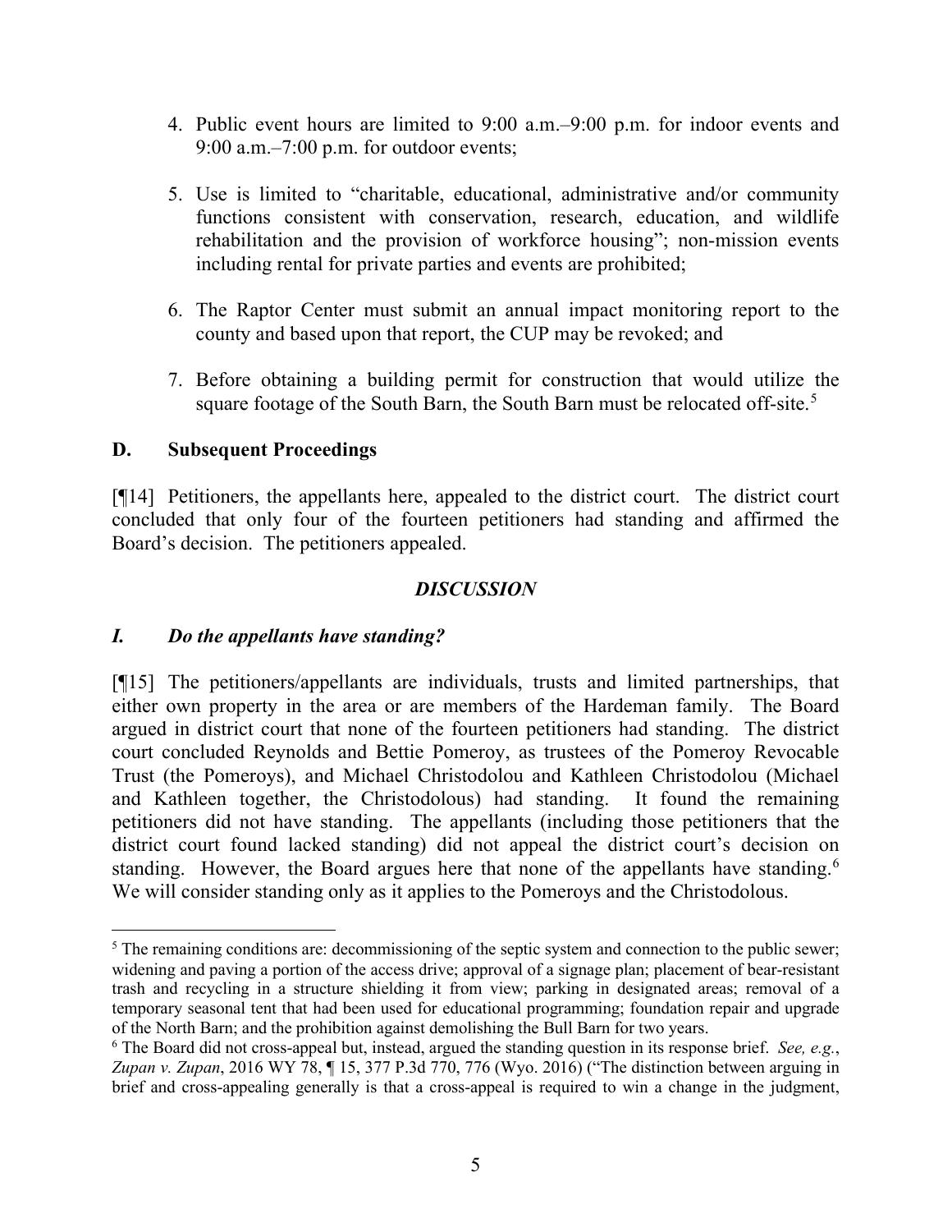4. Public event hours are limited to 9:00 a.m.–9:00 p.m. for indoor events and 9:00 a.m.–7:00 p.m. for outdoor events;

5. Use is limited to "charitable, educational, administrative and/or community functions consistent with conservation, research, education, and wildlife rehabilitation and the provision of workforce housing"; non-mission events including rental for private parties and events are prohibited;

6. The Raptor Center must submit an annual impact monitoring report to the county and based upon that report, the CUP may be revoked; and

7. Before obtaining a building permit for construction that would utilize the square footage of the South Barn, the South Barn must be relocated off-site.[5]

### D. Subsequent Proceedings

[¶14] Petitioners, the appellants here, appealed to the district court. The district court concluded that only four of the fourteen petitioners had standing and affirmed the Board's decision. The petitioners appealed.

## *DISCUSSION*

### *I. Do the appellants have standing?*

[¶15] The petitioners/appellants are individuals, trusts and limited partnerships, that either own property in the area or are members of the Hardeman family. The Board argued in district court that none of the fourteen petitioners had standing. The district court concluded Reynolds and Bettie Pomeroy, as trustees of the Pomeroy Revocable Trust (the Pomeroys), and Michael Christodolou and Kathleen Christodolou (Michael and Kathleen together, the Christodolous) had standing. It found the remaining petitioners did not have standing. The appellants (including those petitioners that the district court found lacked standing) did not appeal the district court's decision on standing. However, the Board argues here that none of the appellants have standing.[6] We will consider standing only as it applies to the Pomeroys and the Christodolous.

---

[5] The remaining conditions are: decommissioning of the septic system and connection to the public sewer; widening and paving a portion of the access drive; approval of a signage plan; placement of bear-resistant trash and recycling in a structure shielding it from view; parking in designated areas; removal of a temporary seasonal tent that had been used for educational programming; foundation repair and upgrade of the North Barn; and the prohibition against demolishing the Bull Barn for two years.

[6] The Board did not cross-appeal but, instead, argued the standing question in its response brief. *See, e.g.*, *Zupan v. Zupan*, 2016 WY 78, ¶ 15, 377 P.3d 770, 776 (Wyo. 2016) ("The distinction between arguing in brief and cross-appealing generally is that a cross-appeal is required to win a change in the judgment,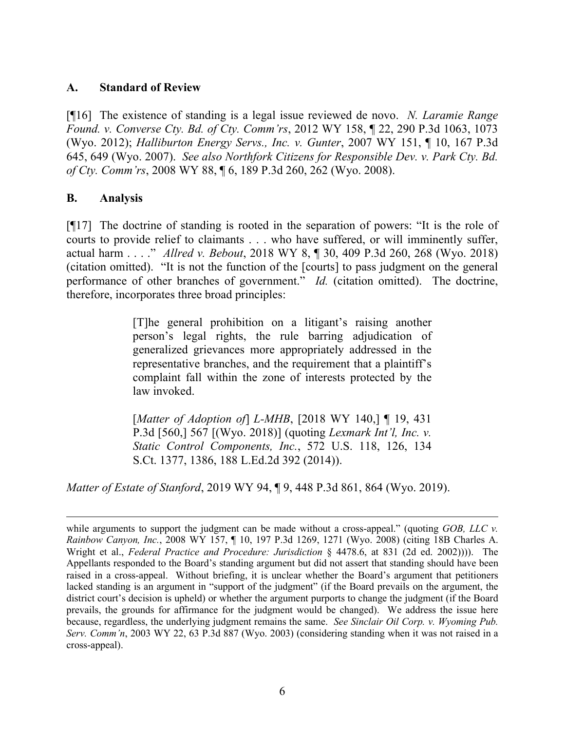## A. Standard of Review

[¶16] The existence of standing is a legal issue reviewed de novo. *N. Laramie Range Found. v. Converse Cty. Bd. of Cty. Comm'rs*, 2012 WY 158, ¶ 22, 290 P.3d 1063, 1073 (Wyo. 2012); *Halliburton Energy Servs., Inc. v. Gunter*, 2007 WY 151, ¶ 10, 167 P.3d 645, 649 (Wyo. 2007). *See also Northfork Citizens for Responsible Dev. v. Park Cty. Bd. of Cty. Comm'rs*, 2008 WY 88, ¶ 6, 189 P.3d 260, 262 (Wyo. 2008).

## B. Analysis

[¶17] The doctrine of standing is rooted in the separation of powers: "It is the role of courts to provide relief to claimants . . . who have suffered, or will imminently suffer, actual harm . . . ." *Allred v. Bebout*, 2018 WY 8, ¶ 30, 409 P.3d 260, 268 (Wyo. 2018) (citation omitted). "It is not the function of the [courts] to pass judgment on the general performance of other branches of government." *Id.* (citation omitted). The doctrine, therefore, incorporates three broad principles:

> [T]he general prohibition on a litigant's raising another person's legal rights, the rule barring adjudication of generalized grievances more appropriately addressed in the representative branches, and the requirement that a plaintiff's complaint fall within the zone of interests protected by the law invoked.
>
> [*Matter of Adoption of*] *L-MHB*, [2018 WY 140,] ¶ 19, 431 P.3d [560,] 567 [(Wyo. 2018)] (quoting *Lexmark Int'l, Inc. v. Static Control Components, Inc.*, 572 U.S. 118, 126, 134 S.Ct. 1377, 1386, 188 L.Ed.2d 392 (2014)).

*Matter of Estate of Stanford*, 2019 WY 94, ¶ 9, 448 P.3d 861, 864 (Wyo. 2019).

---

while arguments to support the judgment can be made without a cross-appeal." (quoting *GOB, LLC v. Rainbow Canyon, Inc.*, 2008 WY 157, ¶ 10, 197 P.3d 1269, 1271 (Wyo. 2008) (citing 18B Charles A. Wright et al., *Federal Practice and Procedure: Jurisdiction* § 4478.6, at 831 (2d ed. 2002)))). The Appellants responded to the Board's standing argument but did not assert that standing should have been raised in a cross-appeal. Without briefing, it is unclear whether the Board's argument that petitioners lacked standing is an argument in "support of the judgment" (if the Board prevails on the argument, the district court's decision is upheld) or whether the argument purports to change the judgment (if the Board prevails, the grounds for affirmance for the judgment would be changed). We address the issue here because, regardless, the underlying judgment remains the same. *See Sinclair Oil Corp. v. Wyoming Pub. Serv. Comm'n*, 2003 WY 22, 63 P.3d 887 (Wyo. 2003) (considering standing when it was not raised in a cross-appeal).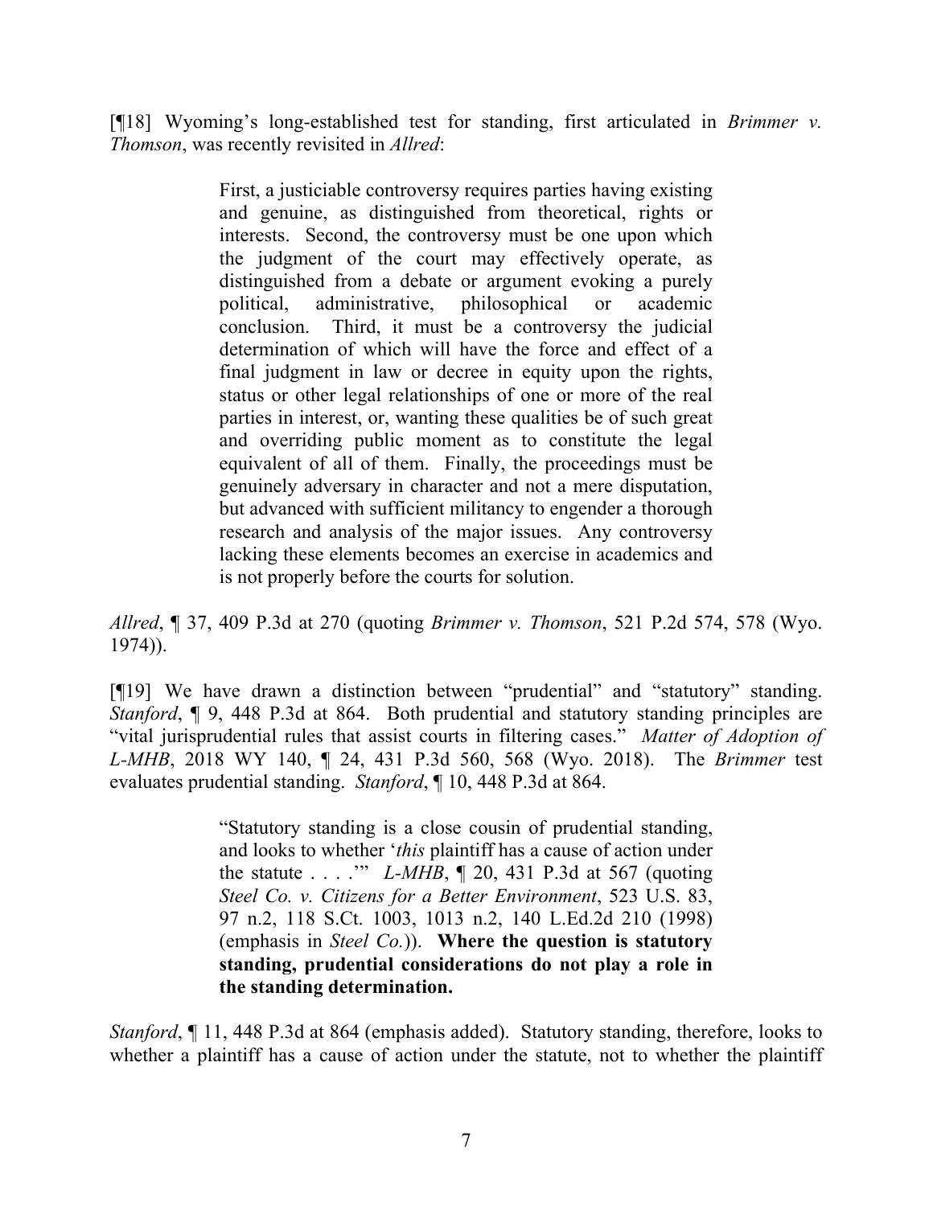[¶18] Wyoming's long-established test for standing, first articulated in *Brimmer v. Thomson*, was recently revisited in *Allred*:

> First, a justiciable controversy requires parties having existing and genuine, as distinguished from theoretical, rights or interests. Second, the controversy must be one upon which the judgment of the court may effectively operate, as distinguished from a debate or argument evoking a purely political, administrative, philosophical or academic conclusion. Third, it must be a controversy the judicial determination of which will have the force and effect of a final judgment in law or decree in equity upon the rights, status or other legal relationships of one or more of the real parties in interest, or, wanting these qualities be of such great and overriding public moment as to constitute the legal equivalent of all of them. Finally, the proceedings must be genuinely adversary in character and not a mere disputation, but advanced with sufficient militancy to engender a thorough research and analysis of the major issues. Any controversy lacking these elements becomes an exercise in academics and is not properly before the courts for solution.

*Allred*, ¶ 37, 409 P.3d at 270 (quoting *Brimmer v. Thomson*, 521 P.2d 574, 578 (Wyo. 1974)).

[¶19] We have drawn a distinction between "prudential" and "statutory" standing. *Stanford*, ¶ 9, 448 P.3d at 864. Both prudential and statutory standing principles are "vital jurisprudential rules that assist courts in filtering cases." *Matter of Adoption of L-MHB*, 2018 WY 140, ¶ 24, 431 P.3d 560, 568 (Wyo. 2018). The *Brimmer* test evaluates prudential standing. *Stanford*, ¶ 10, 448 P.3d at 864.

> "Statutory standing is a close cousin of prudential standing, and looks to whether '*this* plaintiff has a cause of action under the statute . . . .'" *L-MHB*, ¶ 20, 431 P.3d at 567 (quoting *Steel Co. v. Citizens for a Better Environment*, 523 U.S. 83, 97 n.2, 118 S.Ct. 1003, 1013 n.2, 140 L.Ed.2d 210 (1998) (emphasis in *Steel Co.*)). **Where the question is statutory standing, prudential considerations do not play a role in the standing determination.**

*Stanford*, ¶ 11, 448 P.3d at 864 (emphasis added). Statutory standing, therefore, looks to whether a plaintiff has a cause of action under the statute, not to whether the plaintiff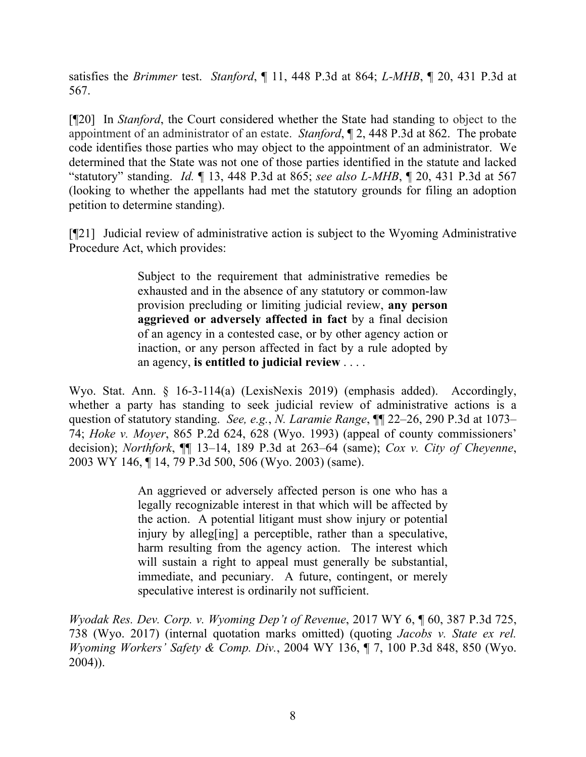satisfies the *Brimmer* test. *Stanford*, ¶ 11, 448 P.3d at 864; *L-MHB*, ¶ 20, 431 P.3d at 567.

[¶20] In *Stanford*, the Court considered whether the State had standing to object to the appointment of an administrator of an estate. *Stanford*, ¶ 2, 448 P.3d at 862. The probate code identifies those parties who may object to the appointment of an administrator. We determined that the State was not one of those parties identified in the statute and lacked "statutory" standing. *Id.* ¶ 13, 448 P.3d at 865; *see also L-MHB*, ¶ 20, 431 P.3d at 567 (looking to whether the appellants had met the statutory grounds for filing an adoption petition to determine standing).

[¶21] Judicial review of administrative action is subject to the Wyoming Administrative Procedure Act, which provides:

> Subject to the requirement that administrative remedies be exhausted and in the absence of any statutory or common-law provision precluding or limiting judicial review, **any person aggrieved or adversely affected in fact** by a final decision of an agency in a contested case, or by other agency action or inaction, or any person affected in fact by a rule adopted by an agency, **is entitled to judicial review** . . . .

Wyo. Stat. Ann. § 16-3-114(a) (LexisNexis 2019) (emphasis added). Accordingly, whether a party has standing to seek judicial review of administrative actions is a question of statutory standing. *See, e.g.*, *N. Laramie Range*, ¶¶ 22–26, 290 P.3d at 1073–74; *Hoke v. Moyer*, 865 P.2d 624, 628 (Wyo. 1993) (appeal of county commissioners' decision); *Northfork*, ¶¶ 13–14, 189 P.3d at 263–64 (same); *Cox v. City of Cheyenne*, 2003 WY 146, ¶ 14, 79 P.3d 500, 506 (Wyo. 2003) (same).

> An aggrieved or adversely affected person is one who has a legally recognizable interest in that which will be affected by the action. A potential litigant must show injury or potential injury by alleg[ing] a perceptible, rather than a speculative, harm resulting from the agency action. The interest which will sustain a right to appeal must generally be substantial, immediate, and pecuniary. A future, contingent, or merely speculative interest is ordinarily not sufficient.

*Wyodak Res. Dev. Corp. v. Wyoming Dep't of Revenue*, 2017 WY 6, ¶ 60, 387 P.3d 725, 738 (Wyo. 2017) (internal quotation marks omitted) (quoting *Jacobs v. State ex rel. Wyoming Workers' Safety & Comp. Div.*, 2004 WY 136, ¶ 7, 100 P.3d 848, 850 (Wyo. 2004)).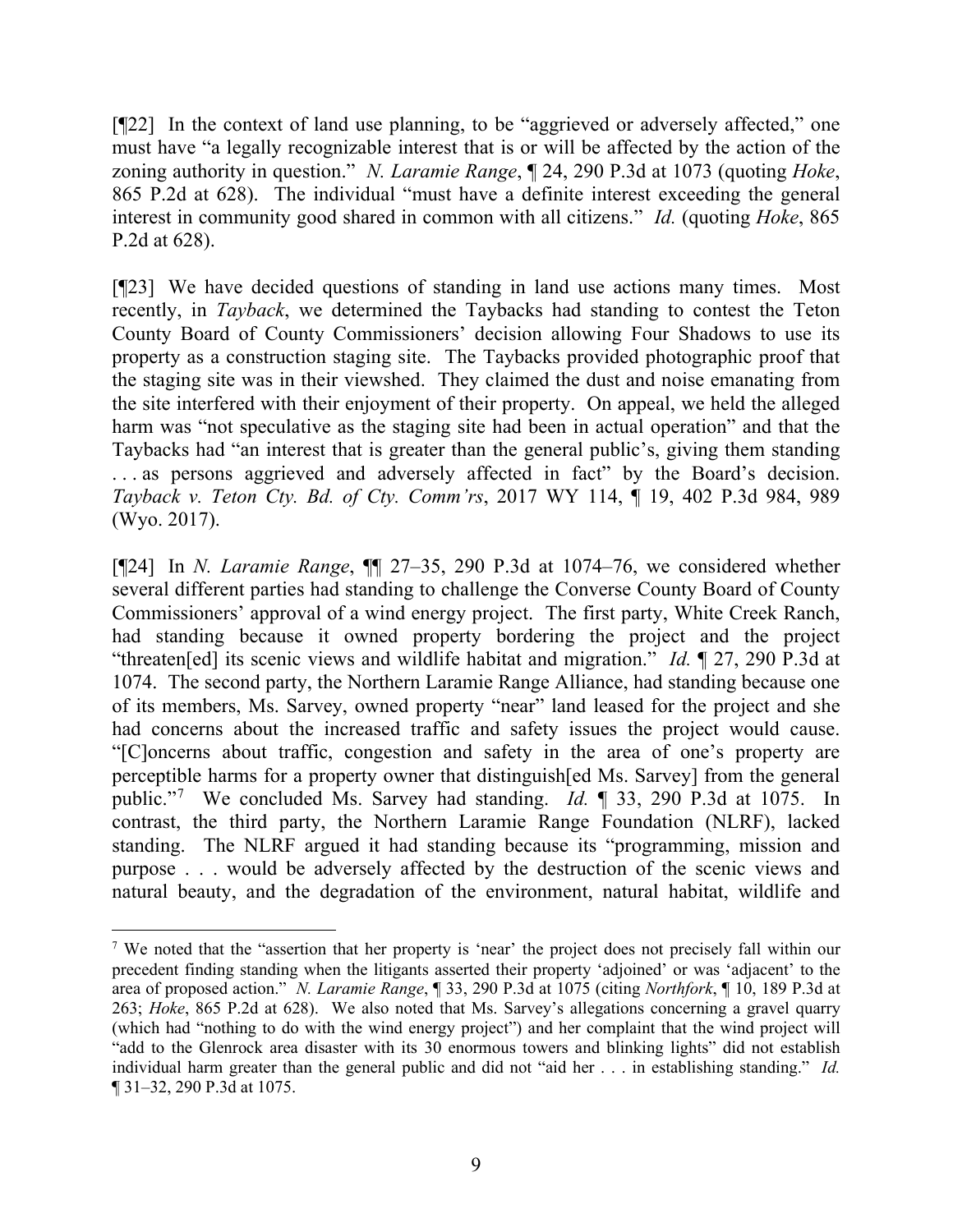[¶22] In the context of land use planning, to be "aggrieved or adversely affected," one must have "a legally recognizable interest that is or will be affected by the action of the zoning authority in question." *N. Laramie Range*, ¶ 24, 290 P.3d at 1073 (quoting *Hoke*, 865 P.2d at 628). The individual "must have a definite interest exceeding the general interest in community good shared in common with all citizens." *Id.* (quoting *Hoke*, 865 P.2d at 628).

[¶23] We have decided questions of standing in land use actions many times. Most recently, in *Tayback*, we determined the Taybacks had standing to contest the Teton County Board of County Commissioners' decision allowing Four Shadows to use its property as a construction staging site. The Taybacks provided photographic proof that the staging site was in their viewshed. They claimed the dust and noise emanating from the site interfered with their enjoyment of their property. On appeal, we held the alleged harm was "not speculative as the staging site had been in actual operation" and that the Taybacks had "an interest that is greater than the general public's, giving them standing . . . as persons aggrieved and adversely affected in fact" by the Board's decision. *Tayback v. Teton Cty. Bd. of Cty. Comm'rs*, 2017 WY 114, ¶ 19, 402 P.3d 984, 989 (Wyo. 2017).

[¶24] In *N. Laramie Range*, ¶¶ 27–35, 290 P.3d at 1074–76, we considered whether several different parties had standing to challenge the Converse County Board of County Commissioners' approval of a wind energy project. The first party, White Creek Ranch, had standing because it owned property bordering the project and the project "threaten[ed] its scenic views and wildlife habitat and migration." *Id.* ¶ 27, 290 P.3d at 1074. The second party, the Northern Laramie Range Alliance, had standing because one of its members, Ms. Sarvey, owned property "near" land leased for the project and she had concerns about the increased traffic and safety issues the project would cause. "[C]oncerns about traffic, congestion and safety in the area of one's property are perceptible harms for a property owner that distinguish[ed Ms. Sarvey] from the general public."[7] We concluded Ms. Sarvey had standing. *Id.* ¶ 33, 290 P.3d at 1075. In contrast, the third party, the Northern Laramie Range Foundation (NLRF), lacked standing. The NLRF argued it had standing because its "programming, mission and purpose . . . would be adversely affected by the destruction of the scenic views and natural beauty, and the degradation of the environment, natural habitat, wildlife and

[7] We noted that the "assertion that her property is 'near' the project does not precisely fall within our precedent finding standing when the litigants asserted their property 'adjoined' or was 'adjacent' to the area of proposed action." *N. Laramie Range*, ¶ 33, 290 P.3d at 1075 (citing *Northfork*, ¶ 10, 189 P.3d at 263; *Hoke*, 865 P.2d at 628). We also noted that Ms. Sarvey's allegations concerning a gravel quarry (which had "nothing to do with the wind energy project") and her complaint that the wind project will "add to the Glenrock area disaster with its 30 enormous towers and blinking lights" did not establish individual harm greater than the general public and did not "aid her . . . in establishing standing." *Id.* ¶ 31–32, 290 P.3d at 1075.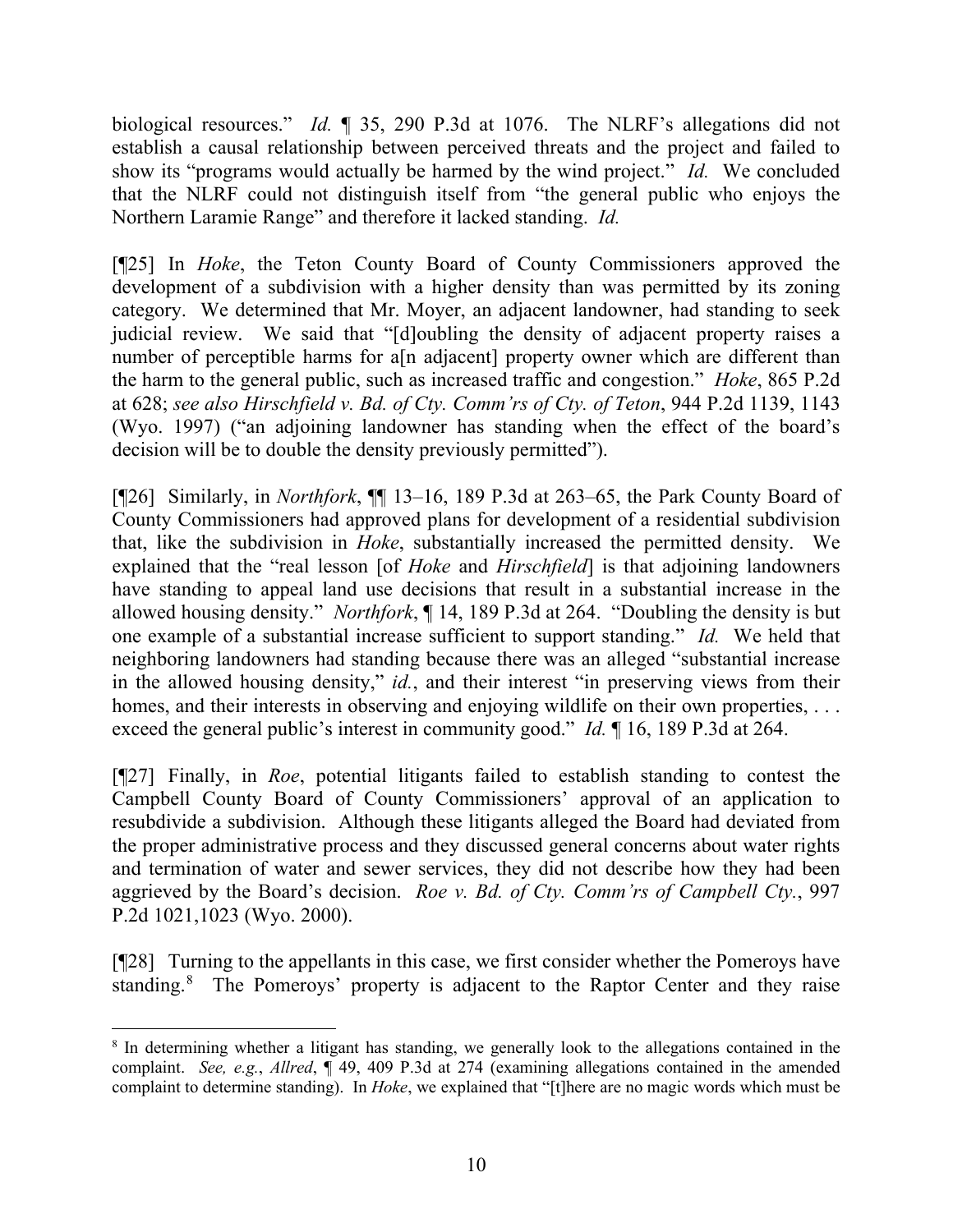biological resources." *Id.* ¶ 35, 290 P.3d at 1076. The NLRF's allegations did not establish a causal relationship between perceived threats and the project and failed to show its "programs would actually be harmed by the wind project." *Id.* We concluded that the NLRF could not distinguish itself from "the general public who enjoys the Northern Laramie Range" and therefore it lacked standing. *Id.*

[¶25] In *Hoke*, the Teton County Board of County Commissioners approved the development of a subdivision with a higher density than was permitted by its zoning category. We determined that Mr. Moyer, an adjacent landowner, had standing to seek judicial review. We said that "[d]oubling the density of adjacent property raises a number of perceptible harms for a[n adjacent] property owner which are different than the harm to the general public, such as increased traffic and congestion." *Hoke*, 865 P.2d at 628; *see also Hirschfield v. Bd. of Cty. Comm'rs of Cty. of Teton*, 944 P.2d 1139, 1143 (Wyo. 1997) ("an adjoining landowner has standing when the effect of the board's decision will be to double the density previously permitted").

[¶26] Similarly, in *Northfork*, ¶¶ 13–16, 189 P.3d at 263–65, the Park County Board of County Commissioners had approved plans for development of a residential subdivision that, like the subdivision in *Hoke*, substantially increased the permitted density. We explained that the "real lesson [of *Hoke* and *Hirschfield*] is that adjoining landowners have standing to appeal land use decisions that result in a substantial increase in the allowed housing density." *Northfork*, ¶ 14, 189 P.3d at 264. "Doubling the density is but one example of a substantial increase sufficient to support standing." *Id.* We held that neighboring landowners had standing because there was an alleged "substantial increase in the allowed housing density," *id.*, and their interest "in preserving views from their homes, and their interests in observing and enjoying wildlife on their own properties, . . . exceed the general public's interest in community good." *Id.* ¶ 16, 189 P.3d at 264.

[¶27] Finally, in *Roe*, potential litigants failed to establish standing to contest the Campbell County Board of County Commissioners' approval of an application to resubdivide a subdivision. Although these litigants alleged the Board had deviated from the proper administrative process and they discussed general concerns about water rights and termination of water and sewer services, they did not describe how they had been aggrieved by the Board's decision. *Roe v. Bd. of Cty. Comm'rs of Campbell Cty.*, 997 P.2d 1021,1023 (Wyo. 2000).

[¶28] Turning to the appellants in this case, we first consider whether the Pomeroys have standing.[8] The Pomeroys' property is adjacent to the Raptor Center and they raise

---

[8] In determining whether a litigant has standing, we generally look to the allegations contained in the complaint. *See, e.g.*, *Allred*, ¶ 49, 409 P.3d at 274 (examining allegations contained in the amended complaint to determine standing). In *Hoke*, we explained that "[t]here are no magic words which must be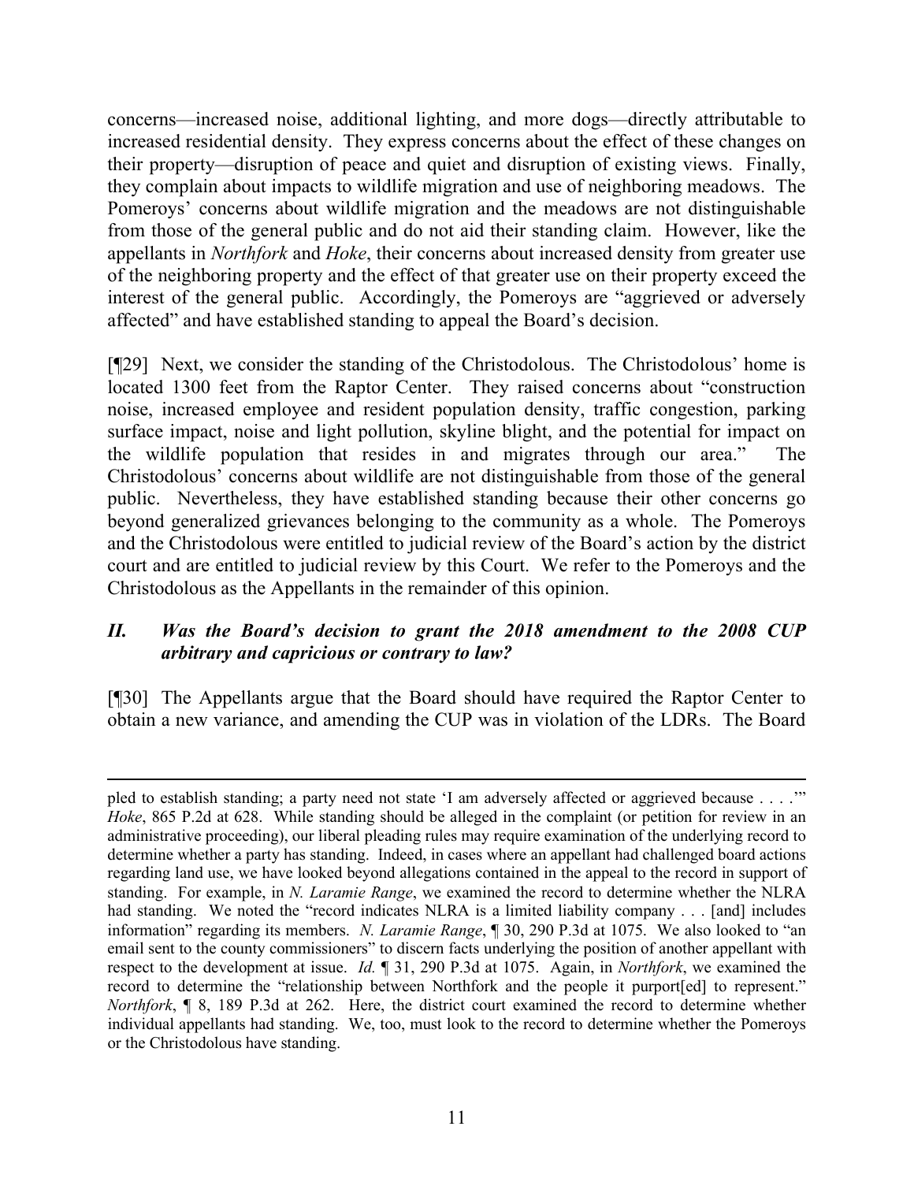concerns—increased noise, additional lighting, and more dogs—directly attributable to increased residential density. They express concerns about the effect of these changes on their property—disruption of peace and quiet and disruption of existing views. Finally, they complain about impacts to wildlife migration and use of neighboring meadows. The Pomeroys' concerns about wildlife migration and the meadows are not distinguishable from those of the general public and do not aid their standing claim. However, like the appellants in *Northfork* and *Hoke*, their concerns about increased density from greater use of the neighboring property and the effect of that greater use on their property exceed the interest of the general public. Accordingly, the Pomeroys are "aggrieved or adversely affected" and have established standing to appeal the Board's decision.

[¶29] Next, we consider the standing of the Christodolous. The Christodolous' home is located 1300 feet from the Raptor Center. They raised concerns about "construction noise, increased employee and resident population density, traffic congestion, parking surface impact, noise and light pollution, skyline blight, and the potential for impact on the wildlife population that resides in and migrates through our area." The Christodolous' concerns about wildlife are not distinguishable from those of the general public. Nevertheless, they have established standing because their other concerns go beyond generalized grievances belonging to the community as a whole. The Pomeroys and the Christodolous were entitled to judicial review of the Board's action by the district court and are entitled to judicial review by this Court. We refer to the Pomeroys and the Christodolous as the Appellants in the remainder of this opinion.

## *II. Was the Board's decision to grant the 2018 amendment to the 2008 CUP arbitrary and capricious or contrary to law?*

[¶30] The Appellants argue that the Board should have required the Raptor Center to obtain a new variance, and amending the CUP was in violation of the LDRs. The Board

---

pled to establish standing; a party need not state 'I am adversely affected or aggrieved because . . . .'" *Hoke*, 865 P.2d at 628. While standing should be alleged in the complaint (or petition for review in an administrative proceeding), our liberal pleading rules may require examination of the underlying record to determine whether a party has standing. Indeed, in cases where an appellant had challenged board actions regarding land use, we have looked beyond allegations contained in the appeal to the record in support of standing. For example, in *N. Laramie Range*, we examined the record to determine whether the NLRA had standing. We noted the "record indicates NLRA is a limited liability company . . . [and] includes information" regarding its members. *N. Laramie Range*, ¶ 30, 290 P.3d at 1075. We also looked to "an email sent to the county commissioners" to discern facts underlying the position of another appellant with respect to the development at issue. *Id.* ¶ 31, 290 P.3d at 1075. Again, in *Northfork*, we examined the record to determine the "relationship between Northfork and the people it purport[ed] to represent." *Northfork*, ¶ 8, 189 P.3d at 262. Here, the district court examined the record to determine whether individual appellants had standing. We, too, must look to the record to determine whether the Pomeroys or the Christodolous have standing.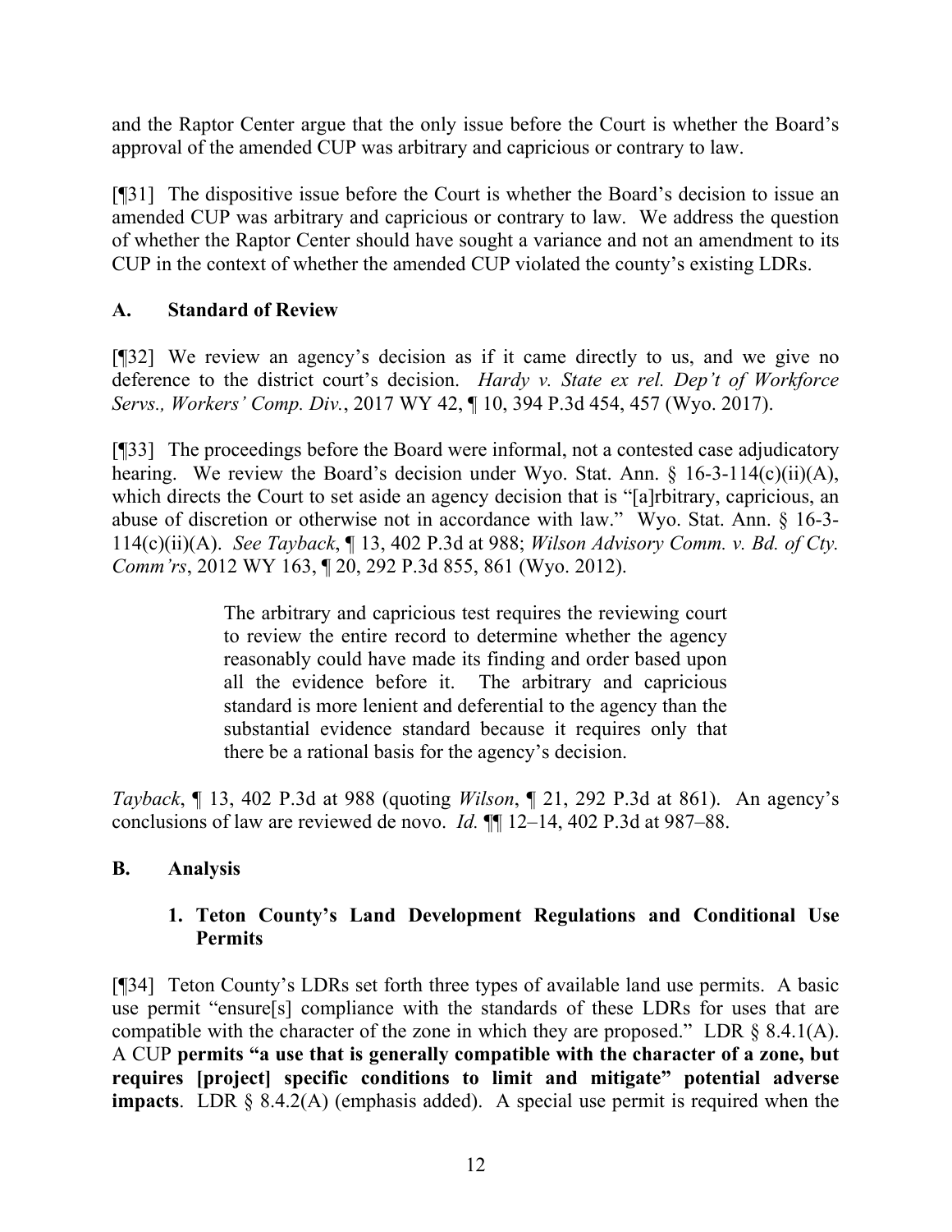and the Raptor Center argue that the only issue before the Court is whether the Board's approval of the amended CUP was arbitrary and capricious or contrary to law.

[¶31] The dispositive issue before the Court is whether the Board's decision to issue an amended CUP was arbitrary and capricious or contrary to law. We address the question of whether the Raptor Center should have sought a variance and not an amendment to its CUP in the context of whether the amended CUP violated the county's existing LDRs.

## A. Standard of Review

[¶32] We review an agency's decision as if it came directly to us, and we give no deference to the district court's decision. *Hardy v. State ex rel. Dep't of Workforce Servs., Workers' Comp. Div.*, 2017 WY 42, ¶ 10, 394 P.3d 454, 457 (Wyo. 2017).

[¶33] The proceedings before the Board were informal, not a contested case adjudicatory hearing. We review the Board's decision under Wyo. Stat. Ann. § 16-3-114(c)(ii)(A), which directs the Court to set aside an agency decision that is "[a]rbitrary, capricious, an abuse of discretion or otherwise not in accordance with law." Wyo. Stat. Ann. § 16-3-114(c)(ii)(A). *See Tayback*, ¶ 13, 402 P.3d at 988; *Wilson Advisory Comm. v. Bd. of Cty. Comm'rs*, 2012 WY 163, ¶ 20, 292 P.3d 855, 861 (Wyo. 2012).

> The arbitrary and capricious test requires the reviewing court to review the entire record to determine whether the agency reasonably could have made its finding and order based upon all the evidence before it. The arbitrary and capricious standard is more lenient and deferential to the agency than the substantial evidence standard because it requires only that there be a rational basis for the agency's decision.

*Tayback*, ¶ 13, 402 P.3d at 988 (quoting *Wilson*, ¶ 21, 292 P.3d at 861). An agency's conclusions of law are reviewed de novo. *Id.* ¶¶ 12–14, 402 P.3d at 987–88.

## B. Analysis

### 1. Teton County's Land Development Regulations and Conditional Use Permits

[¶34] Teton County's LDRs set forth three types of available land use permits. A basic use permit "ensure[s] compliance with the standards of these LDRs for uses that are compatible with the character of the zone in which they are proposed." LDR § 8.4.1(A). A CUP **permits "a use that is generally compatible with the character of a zone, but requires [project] specific conditions to limit and mitigate" potential adverse impacts**. LDR § 8.4.2(A) (emphasis added). A special use permit is required when the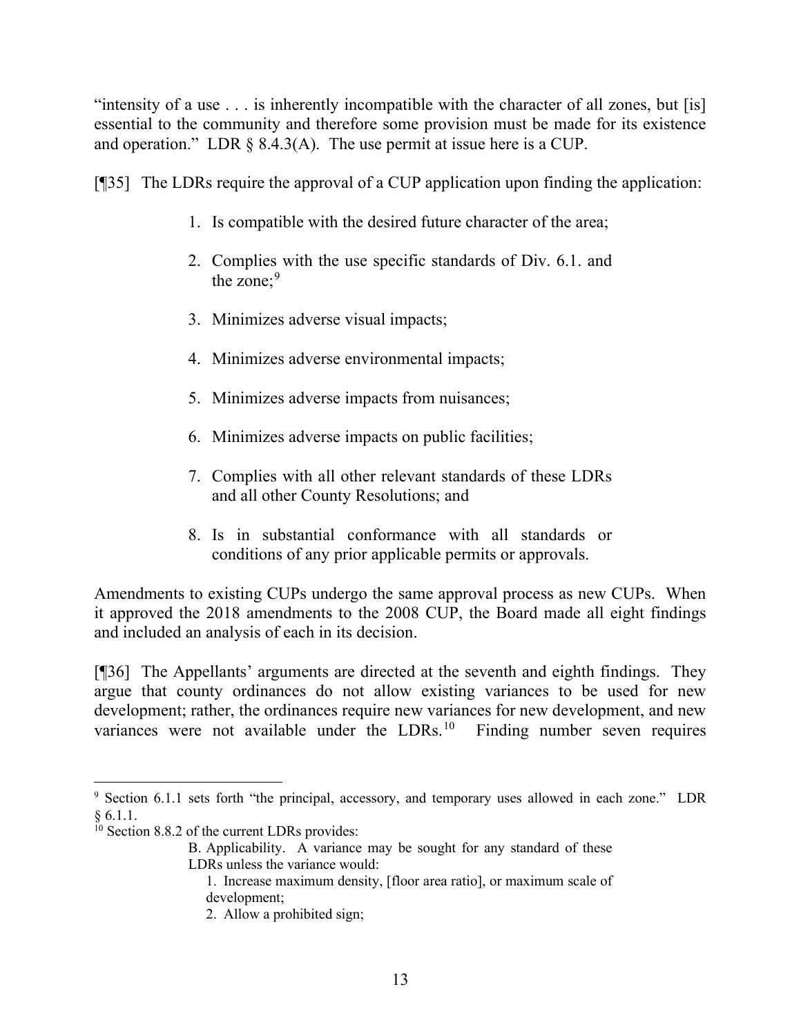"intensity of a use . . . is inherently incompatible with the character of all zones, but [is] essential to the community and therefore some provision must be made for its existence and operation." LDR § 8.4.3(A). The use permit at issue here is a CUP.

[¶35] The LDRs require the approval of a CUP application upon finding the application:

> 1. Is compatible with the desired future character of the area;
>
> 2. Complies with the use specific standards of Div. 6.1. and the zone;[9]
>
> 3. Minimizes adverse visual impacts;
>
> 4. Minimizes adverse environmental impacts;
>
> 5. Minimizes adverse impacts from nuisances;
>
> 6. Minimizes adverse impacts on public facilities;
>
> 7. Complies with all other relevant standards of these LDRs and all other County Resolutions; and
>
> 8. Is in substantial conformance with all standards or conditions of any prior applicable permits or approvals.

Amendments to existing CUPs undergo the same approval process as new CUPs. When it approved the 2018 amendments to the 2008 CUP, the Board made all eight findings and included an analysis of each in its decision.

[¶36] The Appellants' arguments are directed at the seventh and eighth findings. They argue that county ordinances do not allow existing variances to be used for new development; rather, the ordinances require new variances for new development, and new variances were not available under the LDRs.[10] Finding number seven requires

---

[9] Section 6.1.1 sets forth "the principal, accessory, and temporary uses allowed in each zone." LDR § 6.1.1.

[10] Section 8.8.2 of the current LDRs provides:

> B. Applicability. A variance may be sought for any standard of these LDRs unless the variance would:
>
> 1. Increase maximum density, [floor area ratio], or maximum scale of development;
>
> 2. Allow a prohibited sign;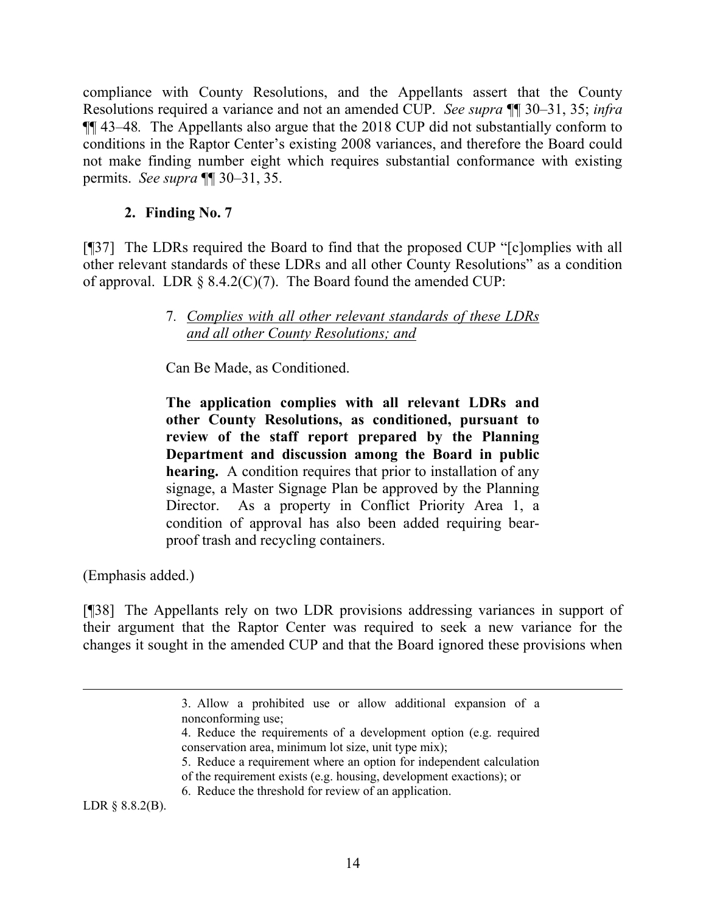compliance with County Resolutions, and the Appellants assert that the County Resolutions required a variance and not an amended CUP. *See supra* ¶¶ 30–31, 35; *infra* ¶¶ 43–48. The Appellants also argue that the 2018 CUP did not substantially conform to conditions in the Raptor Center's existing 2008 variances, and therefore the Board could not make finding number eight which requires substantial conformance with existing permits. *See supra* ¶¶ 30–31, 35.

### 2. Finding No. 7

[¶37] The LDRs required the Board to find that the proposed CUP "[c]omplies with all other relevant standards of these LDRs and all other County Resolutions" as a condition of approval. LDR § 8.4.2(C)(7). The Board found the amended CUP:

> 7. *Complies with all other relevant standards of these LDRs and all other County Resolutions; and*
>
> Can Be Made, as Conditioned.
>
> **The application complies with all relevant LDRs and other County Resolutions, as conditioned, pursuant to review of the staff report prepared by the Planning Department and discussion among the Board in public hearing.** A condition requires that prior to installation of any signage, a Master Signage Plan be approved by the Planning Director. As a property in Conflict Priority Area 1, a condition of approval has also been added requiring bear-proof trash and recycling containers.

(Emphasis added.)

[¶38] The Appellants rely on two LDR provisions addressing variances in support of their argument that the Raptor Center was required to seek a new variance for the changes it sought in the amended CUP and that the Board ignored these provisions when

---

> 3. Allow a prohibited use or allow additional expansion of a nonconforming use;
> 4. Reduce the requirements of a development option (e.g. required conservation area, minimum lot size, unit type mix);
> 5. Reduce a requirement where an option for independent calculation of the requirement exists (e.g. housing, development exactions); or
> 6. Reduce the threshold for review of an application.

LDR § 8.8.2(B).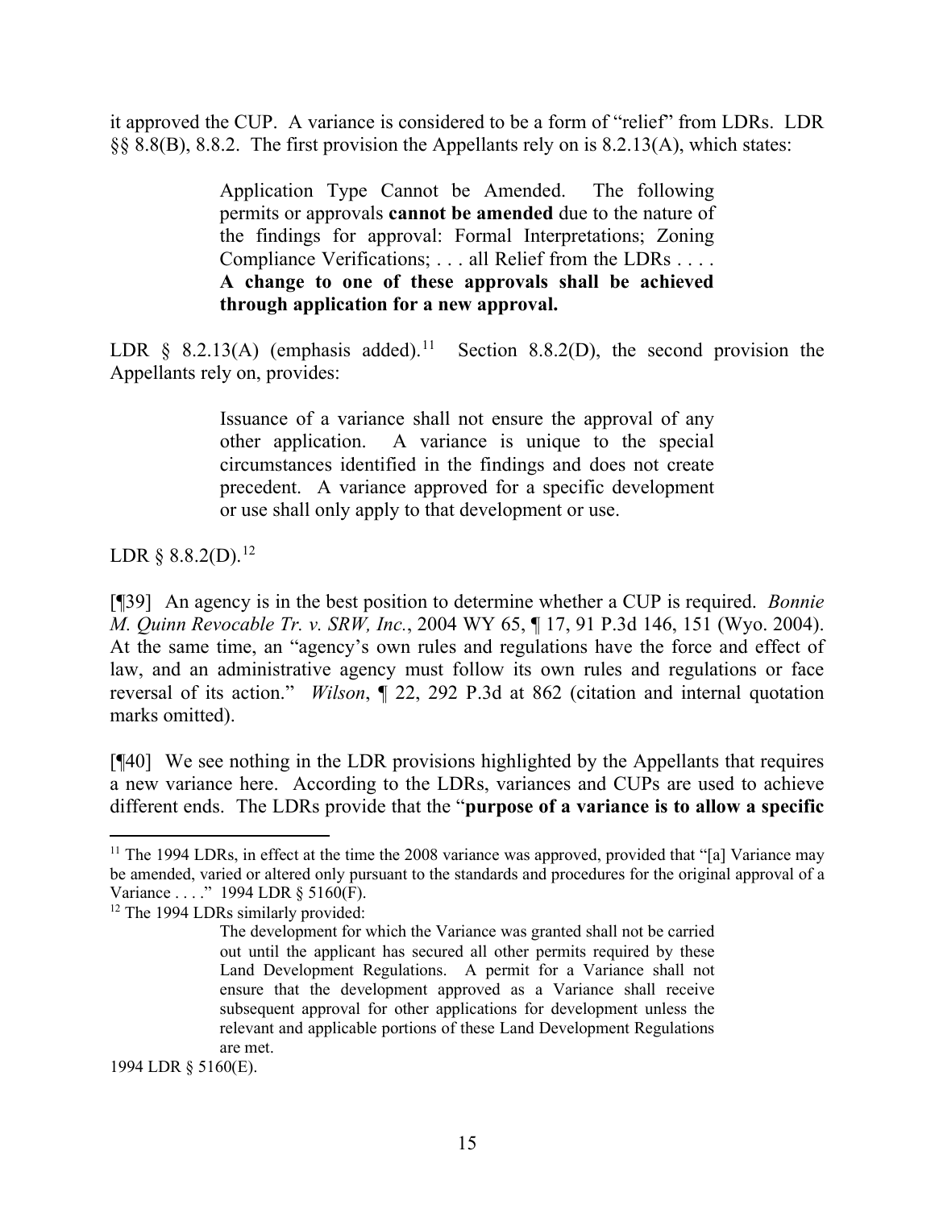it approved the CUP. A variance is considered to be a form of "relief" from LDRs. LDR §§ 8.8(B), 8.8.2. The first provision the Appellants rely on is 8.2.13(A), which states:

> Application Type Cannot be Amended. The following permits or approvals **cannot be amended** due to the nature of the findings for approval: Formal Interpretations; Zoning Compliance Verifications; . . . all Relief from the LDRs . . . . **A change to one of these approvals shall be achieved through application for a new approval.**

LDR § 8.2.13(A) (emphasis added).[11] Section 8.8.2(D), the second provision the Appellants rely on, provides:

> Issuance of a variance shall not ensure the approval of any other application. A variance is unique to the special circumstances identified in the findings and does not create precedent. A variance approved for a specific development or use shall only apply to that development or use.

LDR § 8.8.2(D).[12]

[¶39] An agency is in the best position to determine whether a CUP is required. *Bonnie M. Quinn Revocable Tr. v. SRW, Inc.*, 2004 WY 65, ¶ 17, 91 P.3d 146, 151 (Wyo. 2004). At the same time, an "agency's own rules and regulations have the force and effect of law, and an administrative agency must follow its own rules and regulations or face reversal of its action." *Wilson*, ¶ 22, 292 P.3d at 862 (citation and internal quotation marks omitted).

[¶40] We see nothing in the LDR provisions highlighted by the Appellants that requires a new variance here. According to the LDRs, variances and CUPs are used to achieve different ends. The LDRs provide that the "**purpose of a variance is to allow a specific**

---

[11] The 1994 LDRs, in effect at the time the 2008 variance was approved, provided that "[a] Variance may be amended, varied or altered only pursuant to the standards and procedures for the original approval of a Variance . . . ." 1994 LDR § 5160(F).

[12] The 1994 LDRs similarly provided:

> The development for which the Variance was granted shall not be carried out until the applicant has secured all other permits required by these Land Development Regulations. A permit for a Variance shall not ensure that the development approved as a Variance shall receive subsequent approval for other applications for development unless the relevant and applicable portions of these Land Development Regulations are met.

1994 LDR § 5160(E).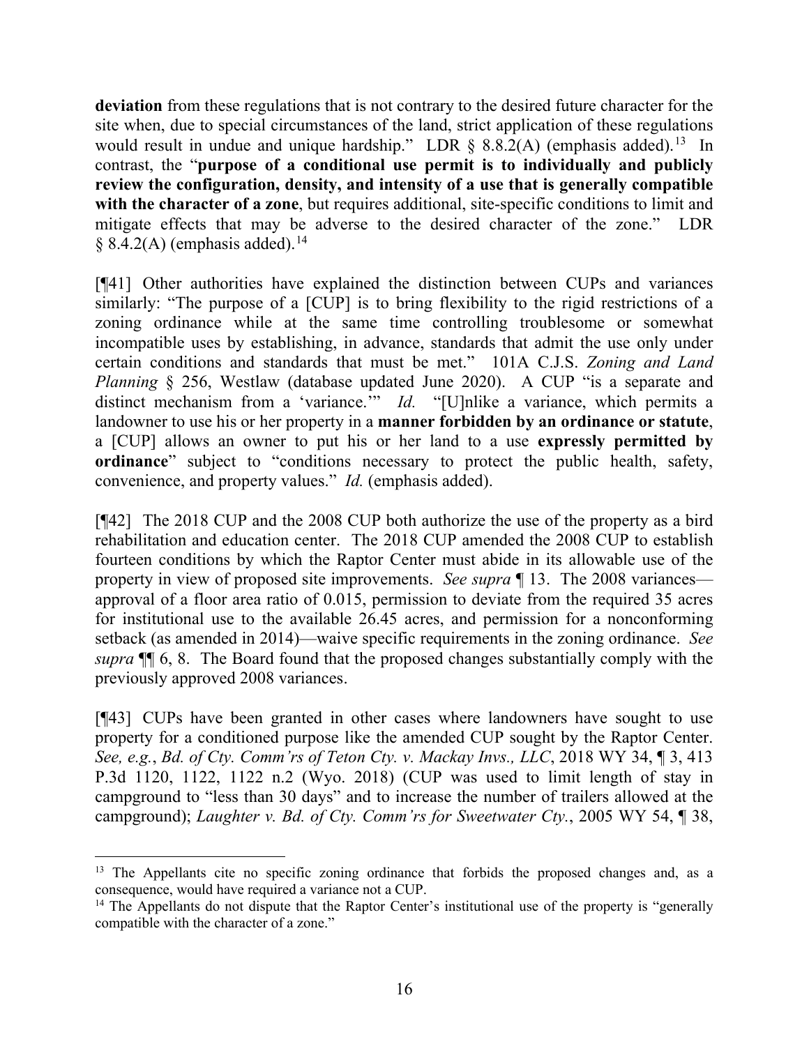**deviation** from these regulations that is not contrary to the desired future character for the site when, due to special circumstances of the land, strict application of these regulations would result in undue and unique hardship." LDR § 8.8.2(A) (emphasis added).[13] In contrast, the "**purpose of a conditional use permit is to individually and publicly review the configuration, density, and intensity of a use that is generally compatible with the character of a zone**, but requires additional, site-specific conditions to limit and mitigate effects that may be adverse to the desired character of the zone." LDR § 8.4.2(A) (emphasis added).[14]

[¶41] Other authorities have explained the distinction between CUPs and variances similarly: "The purpose of a [CUP] is to bring flexibility to the rigid restrictions of a zoning ordinance while at the same time controlling troublesome or somewhat incompatible uses by establishing, in advance, standards that admit the use only under certain conditions and standards that must be met." 101A C.J.S. *Zoning and Land Planning* § 256, Westlaw (database updated June 2020). A CUP "is a separate and distinct mechanism from a 'variance.'" *Id.* "[U]nlike a variance, which permits a landowner to use his or her property in a **manner forbidden by an ordinance or statute**, a [CUP] allows an owner to put his or her land to a use **expressly permitted by ordinance**" subject to "conditions necessary to protect the public health, safety, convenience, and property values." *Id.* (emphasis added).

[¶42] The 2018 CUP and the 2008 CUP both authorize the use of the property as a bird rehabilitation and education center. The 2018 CUP amended the 2008 CUP to establish fourteen conditions by which the Raptor Center must abide in its allowable use of the property in view of proposed site improvements. *See supra* ¶ 13. The 2008 variances—approval of a floor area ratio of 0.015, permission to deviate from the required 35 acres for institutional use to the available 26.45 acres, and permission for a nonconforming setback (as amended in 2014)—waive specific requirements in the zoning ordinance. *See supra* ¶¶ 6, 8. The Board found that the proposed changes substantially comply with the previously approved 2008 variances.

[¶43] CUPs have been granted in other cases where landowners have sought to use property for a conditioned purpose like the amended CUP sought by the Raptor Center. *See, e.g.*, *Bd. of Cty. Comm'rs of Teton Cty. v. Mackay Invs., LLC*, 2018 WY 34, ¶ 3, 413 P.3d 1120, 1122, 1122 n.2 (Wyo. 2018) (CUP was used to limit length of stay in campground to "less than 30 days" and to increase the number of trailers allowed at the campground); *Laughter v. Bd. of Cty. Comm'rs for Sweetwater Cty.*, 2005 WY 54, ¶ 38,

---

[13] The Appellants cite no specific zoning ordinance that forbids the proposed changes and, as a consequence, would have required a variance not a CUP.

[14] The Appellants do not dispute that the Raptor Center's institutional use of the property is "generally compatible with the character of a zone."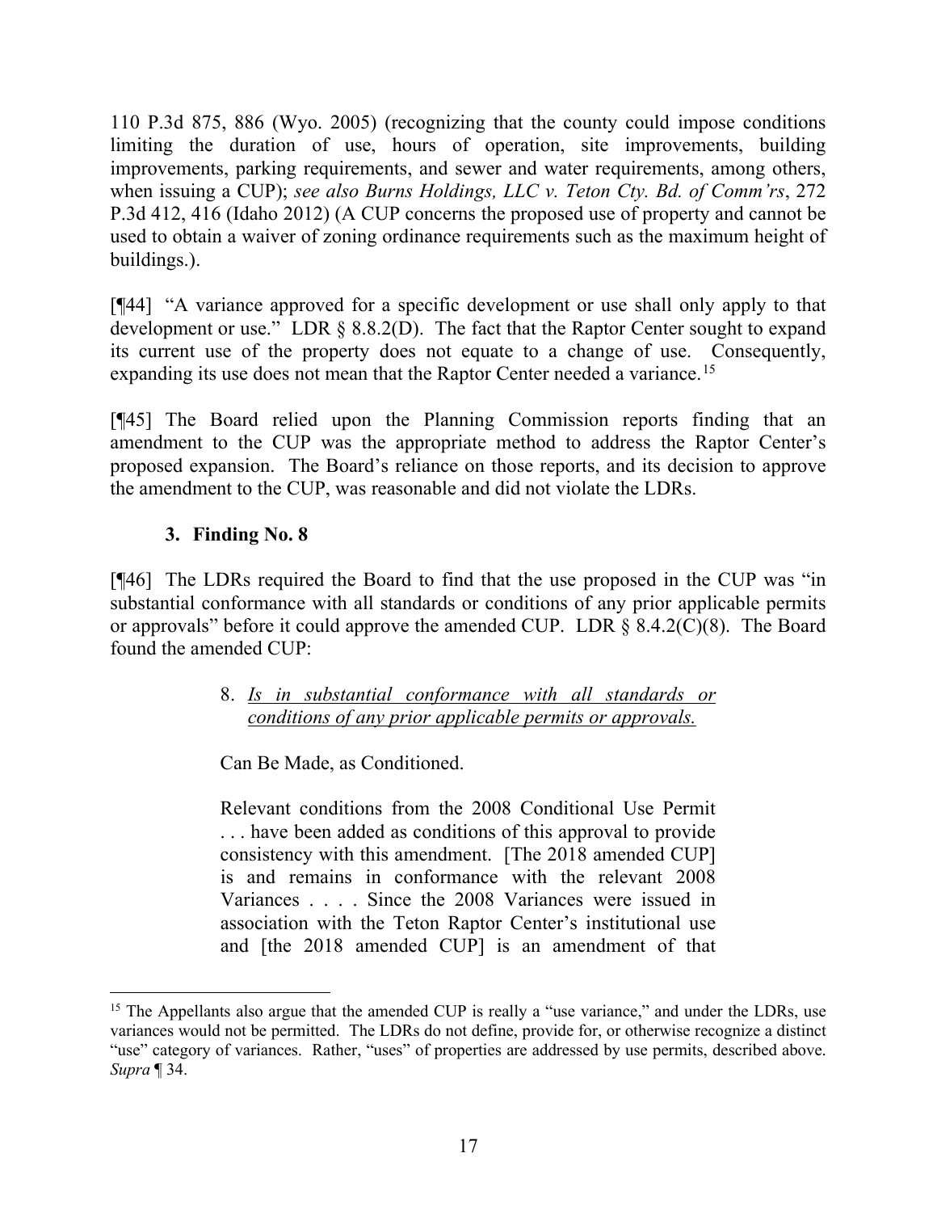110 P.3d 875, 886 (Wyo. 2005) (recognizing that the county could impose conditions limiting the duration of use, hours of operation, site improvements, building improvements, parking requirements, and sewer and water requirements, among others, when issuing a CUP); *see also Burns Holdings, LLC v. Teton Cty. Bd. of Comm'rs*, 272 P.3d 412, 416 (Idaho 2012) (A CUP concerns the proposed use of property and cannot be used to obtain a waiver of zoning ordinance requirements such as the maximum height of buildings.).

[¶44] "A variance approved for a specific development or use shall only apply to that development or use." LDR § 8.8.2(D). The fact that the Raptor Center sought to expand its current use of the property does not equate to a change of use. Consequently, expanding its use does not mean that the Raptor Center needed a variance.[15]

[¶45] The Board relied upon the Planning Commission reports finding that an amendment to the CUP was the appropriate method to address the Raptor Center's proposed expansion. The Board's reliance on those reports, and its decision to approve the amendment to the CUP, was reasonable and did not violate the LDRs.

### 3. Finding No. 8

[¶46] The LDRs required the Board to find that the use proposed in the CUP was "in substantial conformance with all standards or conditions of any prior applicable permits or approvals" before it could approve the amended CUP. LDR § 8.4.2(C)(8). The Board found the amended CUP:

> 8. *Is in substantial conformance with all standards or conditions of any prior applicable permits or approvals.*
>
> Can Be Made, as Conditioned.
>
> Relevant conditions from the 2008 Conditional Use Permit . . . have been added as conditions of this approval to provide consistency with this amendment. [The 2018 amended CUP] is and remains in conformance with the relevant 2008 Variances . . . . Since the 2008 Variances were issued in association with the Teton Raptor Center's institutional use and [the 2018 amended CUP] is an amendment of that

---

[15] The Appellants also argue that the amended CUP is really a "use variance," and under the LDRs, use variances would not be permitted. The LDRs do not define, provide for, or otherwise recognize a distinct "use" category of variances. Rather, "uses" of properties are addressed by use permits, described above. *Supra* ¶ 34.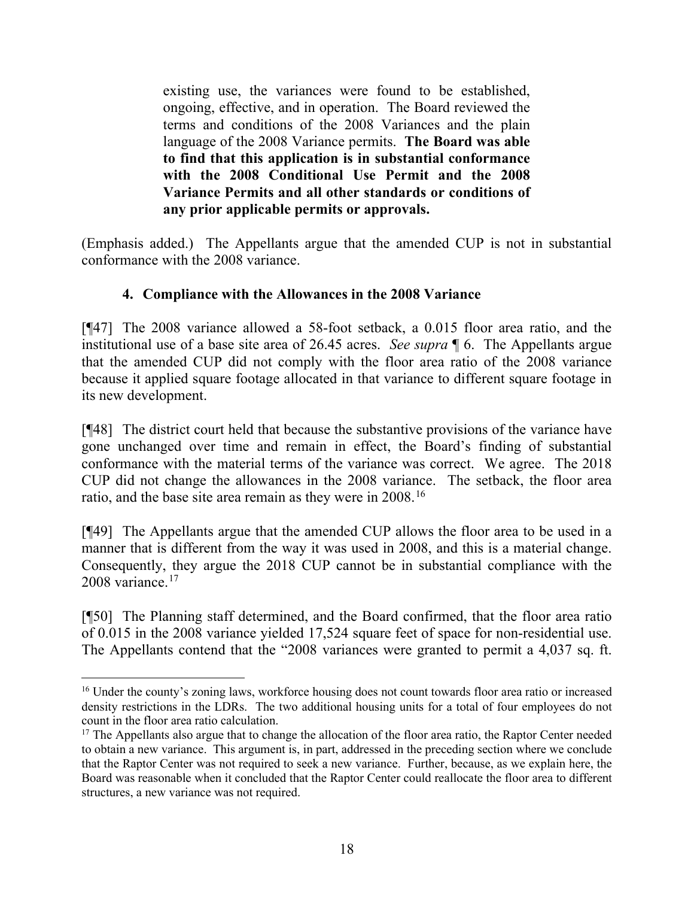> existing use, the variances were found to be established, ongoing, effective, and in operation. The Board reviewed the terms and conditions of the 2008 Variances and the plain language of the 2008 Variance permits. **The Board was able to find that this application is in substantial conformance with the 2008 Conditional Use Permit and the 2008 Variance Permits and all other standards or conditions of any prior applicable permits or approvals.**

(Emphasis added.) The Appellants argue that the amended CUP is not in substantial conformance with the 2008 variance.

#### 4. Compliance with the Allowances in the 2008 Variance

[¶47] The 2008 variance allowed a 58-foot setback, a 0.015 floor area ratio, and the institutional use of a base site area of 26.45 acres. *See supra* ¶ 6. The Appellants argue that the amended CUP did not comply with the floor area ratio of the 2008 variance because it applied square footage allocated in that variance to different square footage in its new development.

[¶48] The district court held that because the substantive provisions of the variance have gone unchanged over time and remain in effect, the Board's finding of substantial conformance with the material terms of the variance was correct. We agree. The 2018 CUP did not change the allowances in the 2008 variance. The setback, the floor area ratio, and the base site area remain as they were in 2008.[16]

[¶49] The Appellants argue that the amended CUP allows the floor area to be used in a manner that is different from the way it was used in 2008, and this is a material change. Consequently, they argue the 2018 CUP cannot be in substantial compliance with the 2008 variance.[17]

[¶50] The Planning staff determined, and the Board confirmed, that the floor area ratio of 0.015 in the 2008 variance yielded 17,524 square feet of space for non-residential use. The Appellants contend that the "2008 variances were granted to permit a 4,037 sq. ft.

---

[16] Under the county's zoning laws, workforce housing does not count towards floor area ratio or increased density restrictions in the LDRs. The two additional housing units for a total of four employees do not count in the floor area ratio calculation.

[17] The Appellants also argue that to change the allocation of the floor area ratio, the Raptor Center needed to obtain a new variance. This argument is, in part, addressed in the preceding section where we conclude that the Raptor Center was not required to seek a new variance. Further, because, as we explain here, the Board was reasonable when it concluded that the Raptor Center could reallocate the floor area to different structures, a new variance was not required.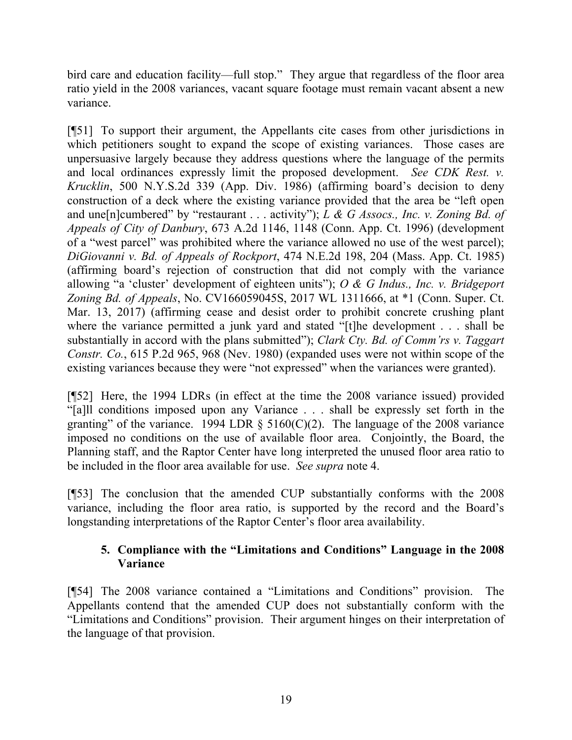bird care and education facility—full stop." They argue that regardless of the floor area ratio yield in the 2008 variances, vacant square footage must remain vacant absent a new variance.

[¶51] To support their argument, the Appellants cite cases from other jurisdictions in which petitioners sought to expand the scope of existing variances. Those cases are unpersuasive largely because they address questions where the language of the permits and local ordinances expressly limit the proposed development. *See CDK Rest. v. Krucklin*, 500 N.Y.S.2d 339 (App. Div. 1986) (affirming board's decision to deny construction of a deck where the existing variance provided that the area be "left open and une[n]cumbered" by "restaurant . . . activity"); *L & G Assocs., Inc. v. Zoning Bd. of Appeals of City of Danbury*, 673 A.2d 1146, 1148 (Conn. App. Ct. 1996) (development of a "west parcel" was prohibited where the variance allowed no use of the west parcel); *DiGiovanni v. Bd. of Appeals of Rockport*, 474 N.E.2d 198, 204 (Mass. App. Ct. 1985) (affirming board's rejection of construction that did not comply with the variance allowing "a 'cluster' development of eighteen units"); *O & G Indus., Inc. v. Bridgeport Zoning Bd. of Appeals*, No. CV166059045S, 2017 WL 1311666, at *1 (Conn. Super. Ct. Mar. 13, 2017) (affirming cease and desist order to prohibit concrete crushing plant where the variance permitted a junk yard and stated "[t]he development . . . shall be substantially in accord with the plans submitted"); *Clark Cty. Bd. of Comm'rs v. Taggart Constr. Co.*, 615 P.2d 965, 968 (Nev. 1980) (expanded uses were not within scope of the existing variances because they were "not expressed" when the variances were granted).

[¶52] Here, the 1994 LDRs (in effect at the time the 2008 variance issued) provided "[a]ll conditions imposed upon any Variance . . . shall be expressly set forth in the granting" of the variance. 1994 LDR § 5160(C)(2). The language of the 2008 variance imposed no conditions on the use of available floor area. Conjointly, the Board, the Planning staff, and the Raptor Center have long interpreted the unused floor area ratio to be included in the floor area available for use. *See supra* note 4.

[¶53] The conclusion that the amended CUP substantially conforms with the 2008 variance, including the floor area ratio, is supported by the record and the Board's longstanding interpretations of the Raptor Center's floor area availability.

### 5. Compliance with the "Limitations and Conditions" Language in the 2008 Variance

[¶54] The 2008 variance contained a "Limitations and Conditions" provision. The Appellants contend that the amended CUP does not substantially conform with the "Limitations and Conditions" provision. Their argument hinges on their interpretation of the language of that provision.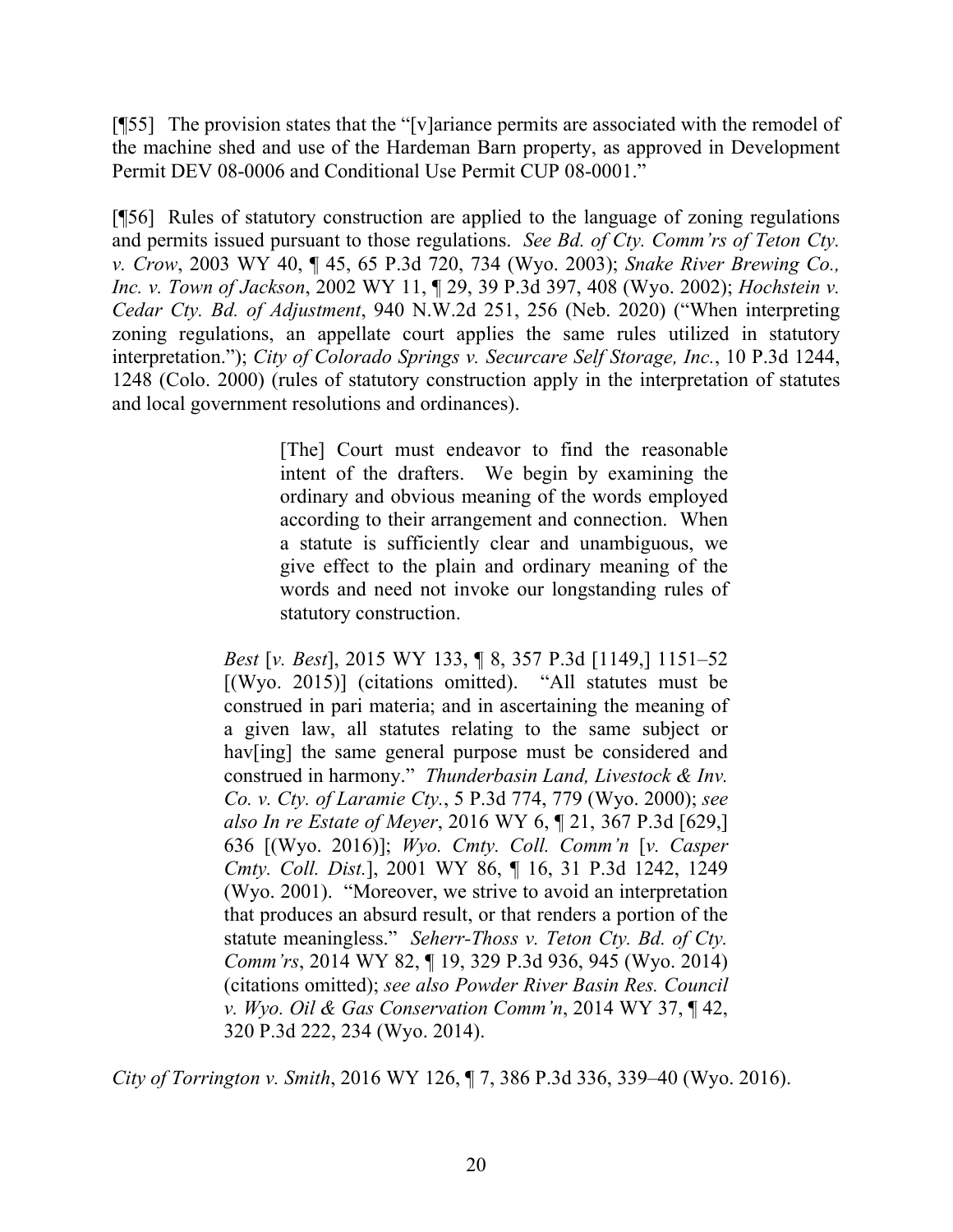[¶55] The provision states that the "[v]ariance permits are associated with the remodel of the machine shed and use of the Hardeman Barn property, as approved in Development Permit DEV 08-0006 and Conditional Use Permit CUP 08-0001."

[¶56] Rules of statutory construction are applied to the language of zoning regulations and permits issued pursuant to those regulations. *See Bd. of Cty. Comm'rs of Teton Cty. v. Crow*, 2003 WY 40, ¶ 45, 65 P.3d 720, 734 (Wyo. 2003); *Snake River Brewing Co., Inc. v. Town of Jackson*, 2002 WY 11, ¶ 29, 39 P.3d 397, 408 (Wyo. 2002); *Hochstein v. Cedar Cty. Bd. of Adjustment*, 940 N.W.2d 251, 256 (Neb. 2020) ("When interpreting zoning regulations, an appellate court applies the same rules utilized in statutory interpretation."); *City of Colorado Springs v. Securcare Self Storage, Inc.*, 10 P.3d 1244, 1248 (Colo. 2000) (rules of statutory construction apply in the interpretation of statutes and local government resolutions and ordinances).

> [The] Court must endeavor to find the reasonable intent of the drafters. We begin by examining the ordinary and obvious meaning of the words employed according to their arrangement and connection. When a statute is sufficiently clear and unambiguous, we give effect to the plain and ordinary meaning of the words and need not invoke our longstanding rules of statutory construction.
>
> *Best* [*v. Best*], 2015 WY 133, ¶ 8, 357 P.3d [1149,] 1151–52 [(Wyo. 2015)] (citations omitted). "All statutes must be construed in pari materia; and in ascertaining the meaning of a given law, all statutes relating to the same subject or hav[ing] the same general purpose must be considered and construed in harmony." *Thunderbasin Land, Livestock & Inv. Co. v. Cty. of Laramie Cty.*, 5 P.3d 774, 779 (Wyo. 2000); *see also In re Estate of Meyer*, 2016 WY 6, ¶ 21, 367 P.3d [629,] 636 [(Wyo. 2016)]; *Wyo. Cmty. Coll. Comm'n* [*v. Casper Cmty. Coll. Dist.*], 2001 WY 86, ¶ 16, 31 P.3d 1242, 1249 (Wyo. 2001). "Moreover, we strive to avoid an interpretation that produces an absurd result, or that renders a portion of the statute meaningless." *Seherr-Thoss v. Teton Cty. Bd. of Cty. Comm'rs*, 2014 WY 82, ¶ 19, 329 P.3d 936, 945 (Wyo. 2014) (citations omitted); *see also Powder River Basin Res. Council v. Wyo. Oil & Gas Conservation Comm'n*, 2014 WY 37, ¶ 42, 320 P.3d 222, 234 (Wyo. 2014).

*City of Torrington v. Smith*, 2016 WY 126, ¶ 7, 386 P.3d 336, 339–40 (Wyo. 2016).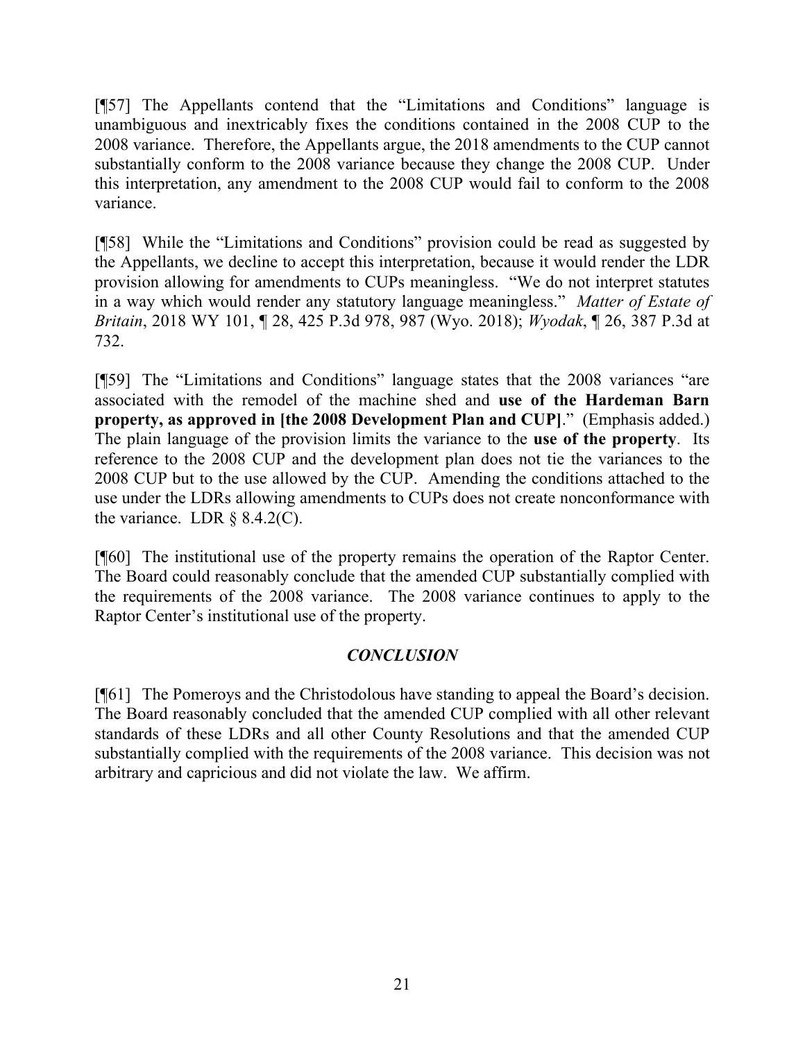[¶57] The Appellants contend that the "Limitations and Conditions" language is unambiguous and inextricably fixes the conditions contained in the 2008 CUP to the 2008 variance. Therefore, the Appellants argue, the 2018 amendments to the CUP cannot substantially conform to the 2008 variance because they change the 2008 CUP. Under this interpretation, any amendment to the 2008 CUP would fail to conform to the 2008 variance.

[¶58] While the "Limitations and Conditions" provision could be read as suggested by the Appellants, we decline to accept this interpretation, because it would render the LDR provision allowing for amendments to CUPs meaningless. "We do not interpret statutes in a way which would render any statutory language meaningless." *Matter of Estate of Britain*, 2018 WY 101, ¶ 28, 425 P.3d 978, 987 (Wyo. 2018); *Wyodak*, ¶ 26, 387 P.3d at 732.

[¶59] The "Limitations and Conditions" language states that the 2008 variances "are associated with the remodel of the machine shed and **use of the Hardeman Barn property, as approved in [the 2008 Development Plan and CUP]**." (Emphasis added.) The plain language of the provision limits the variance to the **use of the property**. Its reference to the 2008 CUP and the development plan does not tie the variances to the 2008 CUP but to the use allowed by the CUP. Amending the conditions attached to the use under the LDRs allowing amendments to CUPs does not create nonconformance with the variance. LDR § 8.4.2(C).

[¶60] The institutional use of the property remains the operation of the Raptor Center. The Board could reasonably conclude that the amended CUP substantially complied with the requirements of the 2008 variance. The 2008 variance continues to apply to the Raptor Center's institutional use of the property.

## *CONCLUSION*

[¶61] The Pomeroys and the Christodolous have standing to appeal the Board's decision. The Board reasonably concluded that the amended CUP complied with all other relevant standards of these LDRs and all other County Resolutions and that the amended CUP substantially complied with the requirements of the 2008 variance. This decision was not arbitrary and capricious and did not violate the law. We affirm.